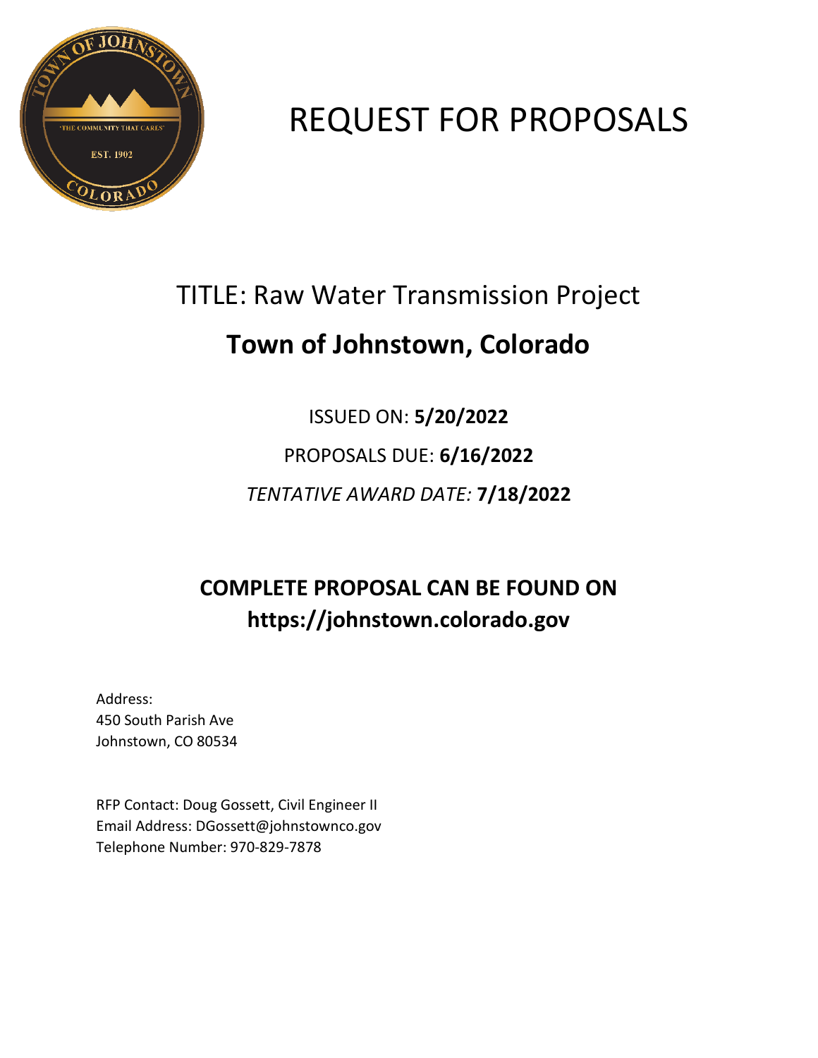# REQUEST FOR PROPOSALS

## TITLE: Raw Water Transmission Project

## Town of Johnstown, Colorado

ISSUED ON: **5/20/2022**

PROPOSALS DUE: **6/16/2022**

*TENTATIVE AWARD DATE:* **7/18/2022**

## COMPLETE PROPOSAL CAN BE FOUND ON https://johnstown.colorado.gov

Address:
450 South Parish Ave
Johnstown, CO 80534

RFP Contact: Doug Gossett, Civil Engineer II
Email Address: DGossett@johnstownco.gov
Telephone Number: 970-829-7878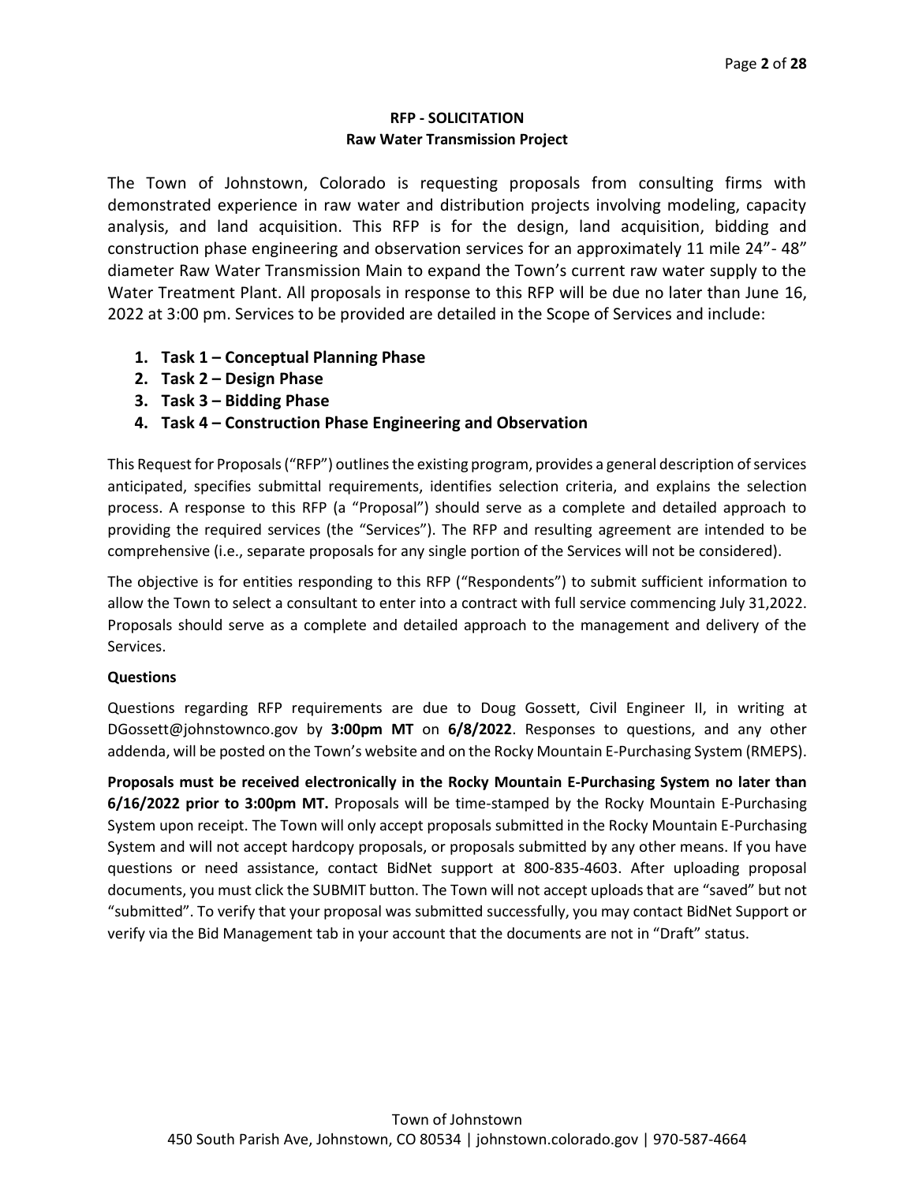**RFP - SOLICITATION**
**Raw Water Transmission Project**

The Town of Johnstown, Colorado is requesting proposals from consulting firms with demonstrated experience in raw water and distribution projects involving modeling, capacity analysis, and land acquisition. This RFP is for the design, land acquisition, bidding and construction phase engineering and observation services for an approximately 11 mile 24"- 48" diameter Raw Water Transmission Main to expand the Town's current raw water supply to the Water Treatment Plant. All proposals in response to this RFP will be due no later than June 16, 2022 at 3:00 pm. Services to be provided are detailed in the Scope of Services and include:

1. **Task 1 – Conceptual Planning Phase**
2. **Task 2 – Design Phase**
3. **Task 3 – Bidding Phase**
4. **Task 4 – Construction Phase Engineering and Observation**

This Request for Proposals ("RFP") outlines the existing program, provides a general description of services anticipated, specifies submittal requirements, identifies selection criteria, and explains the selection process. A response to this RFP (a "Proposal") should serve as a complete and detailed approach to providing the required services (the "Services"). The RFP and resulting agreement are intended to be comprehensive (i.e., separate proposals for any single portion of the Services will not be considered).

The objective is for entities responding to this RFP ("Respondents") to submit sufficient information to allow the Town to select a consultant to enter into a contract with full service commencing July 31,2022. Proposals should serve as a complete and detailed approach to the management and delivery of the Services.

**Questions**

Questions regarding RFP requirements are due to Doug Gossett, Civil Engineer II, in writing at DGossett@johnstownco.gov by **3:00pm MT** on **6/8/2022**. Responses to questions, and any other addenda, will be posted on the Town's website and on the Rocky Mountain E-Purchasing System (RMEPS).

**Proposals must be received electronically in the Rocky Mountain E-Purchasing System no later than 6/16/2022 prior to 3:00pm MT.** Proposals will be time-stamped by the Rocky Mountain E-Purchasing System upon receipt. The Town will only accept proposals submitted in the Rocky Mountain E-Purchasing System and will not accept hardcopy proposals, or proposals submitted by any other means. If you have questions or need assistance, contact BidNet support at 800-835-4603. After uploading proposal documents, you must click the SUBMIT button. The Town will not accept uploads that are "saved" but not "submitted". To verify that your proposal was submitted successfully, you may contact BidNet Support or verify via the Bid Management tab in your account that the documents are not in "Draft" status.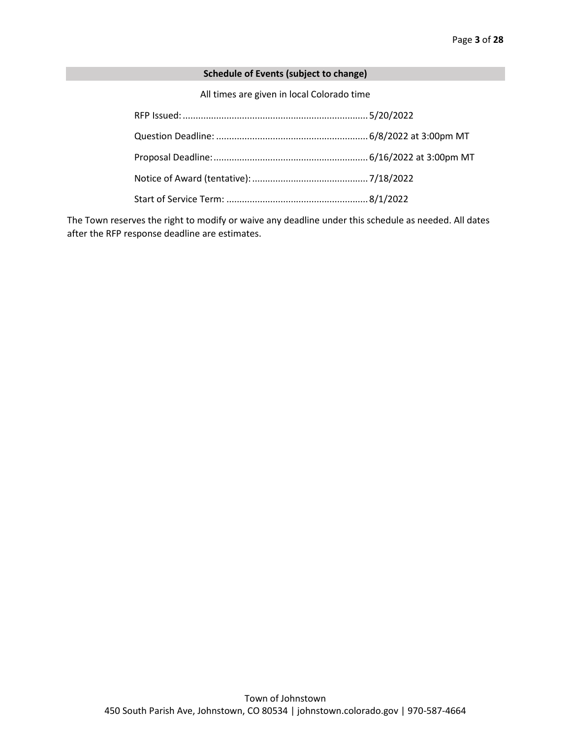## Schedule of Events (subject to change)

All times are given in local Colorado time

RFP Issued: ....................................................................... 5/20/2022

Question Deadline: .......................................................... 6/8/2022 at 3:00pm MT

Proposal Deadline: ........................................................... 6/16/2022 at 3:00pm MT

Notice of Award (tentative): ............................................ 7/18/2022

Start of Service Term: ...................................................... 8/1/2022

The Town reserves the right to modify or waive any deadline under this schedule as needed. All dates after the RFP response deadline are estimates.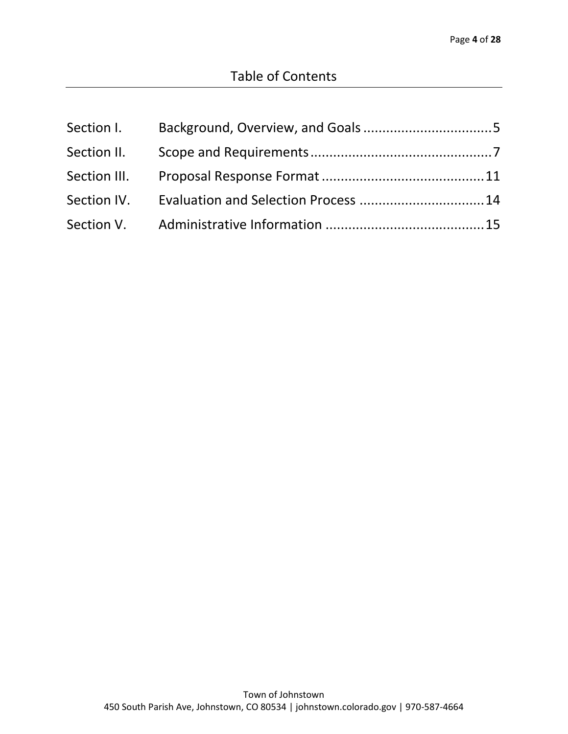# Table of Contents

| | | |
|---|---|---|
| Section I. | Background, Overview, and Goals | 5 |
| Section II. | Scope and Requirements | 7 |
| Section III. | Proposal Response Format | 11 |
| Section IV. | Evaluation and Selection Process | 14 |
| Section V. | Administrative Information | 15 |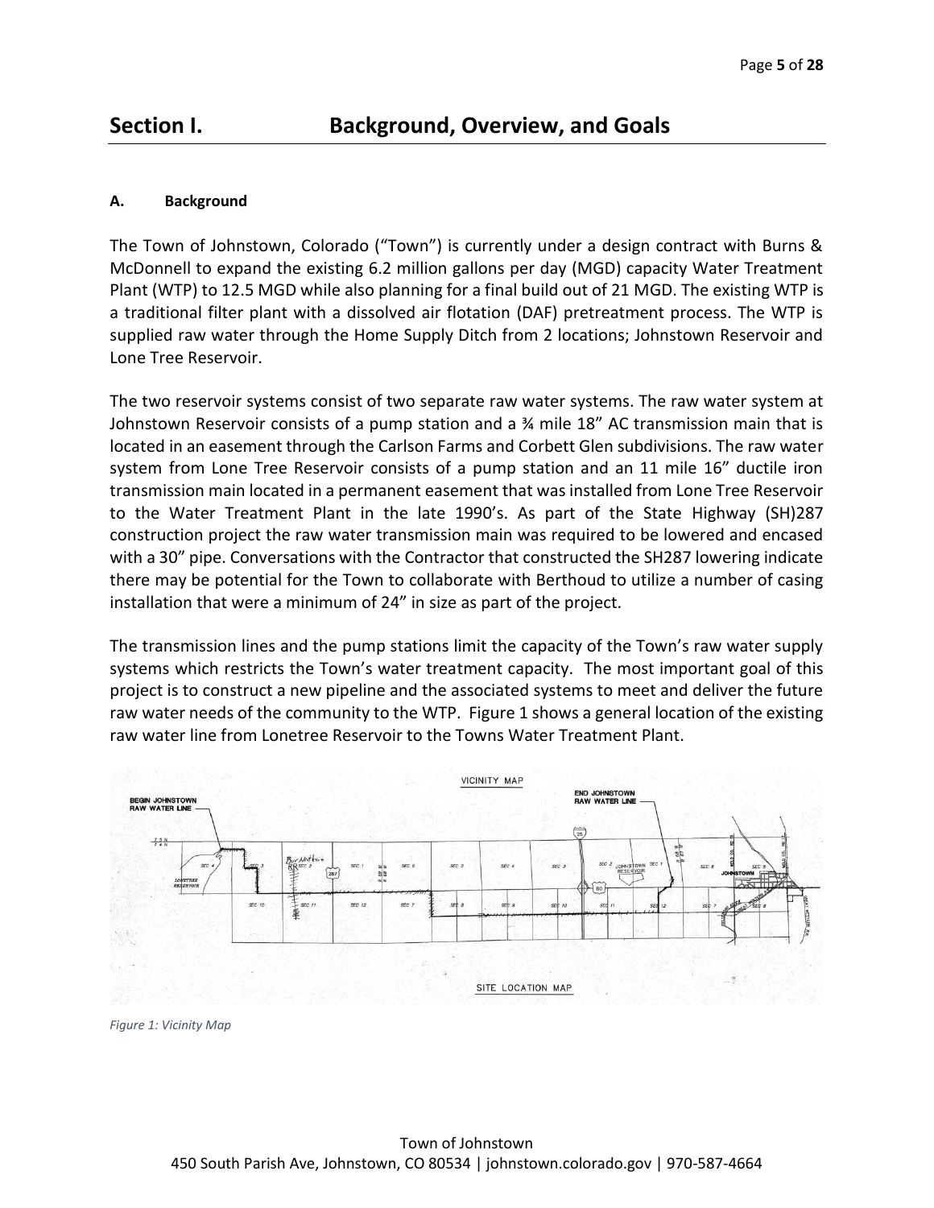# Section I. Background, Overview, and Goals

### A. Background

The Town of Johnstown, Colorado ("Town") is currently under a design contract with Burns & McDonnell to expand the existing 6.2 million gallons per day (MGD) capacity Water Treatment Plant (WTP) to 12.5 MGD while also planning for a final build out of 21 MGD. The existing WTP is a traditional filter plant with a dissolved air flotation (DAF) pretreatment process. The WTP is supplied raw water through the Home Supply Ditch from 2 locations; Johnstown Reservoir and Lone Tree Reservoir.

The two reservoir systems consist of two separate raw water systems. The raw water system at Johnstown Reservoir consists of a pump station and a ¾ mile 18" AC transmission main that is located in an easement through the Carlson Farms and Corbett Glen subdivisions. The raw water system from Lone Tree Reservoir consists of a pump station and an 11 mile 16" ductile iron transmission main located in a permanent easement that was installed from Lone Tree Reservoir to the Water Treatment Plant in the late 1990's. As part of the State Highway (SH)287 construction project the raw water transmission main was required to be lowered and encased with a 30" pipe. Conversations with the Contractor that constructed the SH287 lowering indicate there may be potential for the Town to collaborate with Berthoud to utilize a number of casing installation that were a minimum of 24" in size as part of the project.

The transmission lines and the pump stations limit the capacity of the Town's raw water supply systems which restricts the Town's water treatment capacity. The most important goal of this project is to construct a new pipeline and the associated systems to meet and deliver the future raw water needs of the community to the WTP. Figure 1 shows a general location of the existing raw water line from Lonetree Reservoir to the Towns Water Treatment Plant.

*Figure 1: Vicinity Map*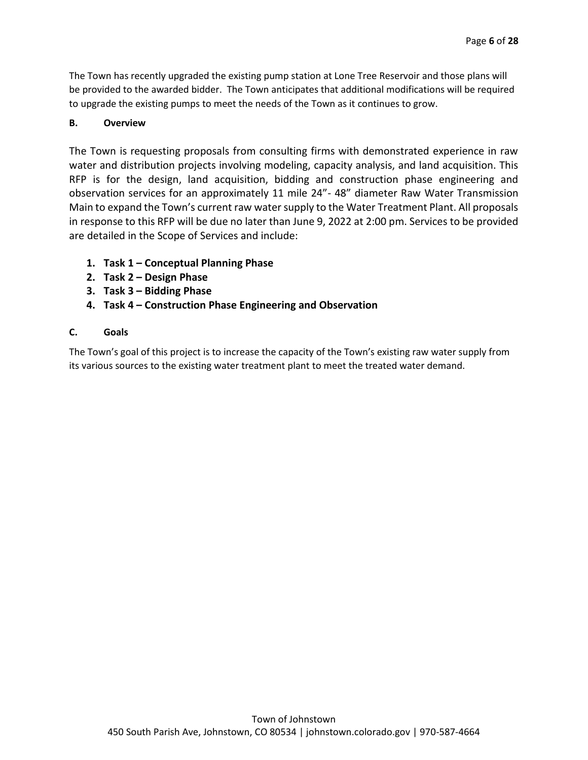The Town has recently upgraded the existing pump station at Lone Tree Reservoir and those plans will be provided to the awarded bidder. The Town anticipates that additional modifications will be required to upgrade the existing pumps to meet the needs of the Town as it continues to grow.

### B. Overview

The Town is requesting proposals from consulting firms with demonstrated experience in raw water and distribution projects involving modeling, capacity analysis, and land acquisition. This RFP is for the design, land acquisition, bidding and construction phase engineering and observation services for an approximately 11 mile 24"- 48" diameter Raw Water Transmission Main to expand the Town's current raw water supply to the Water Treatment Plant. All proposals in response to this RFP will be due no later than June 9, 2022 at 2:00 pm. Services to be provided are detailed in the Scope of Services and include:

1. **Task 1 – Conceptual Planning Phase**
2. **Task 2 – Design Phase**
3. **Task 3 – Bidding Phase**
4. **Task 4 – Construction Phase Engineering and Observation**

### C. Goals

The Town's goal of this project is to increase the capacity of the Town's existing raw water supply from its various sources to the existing water treatment plant to meet the treated water demand.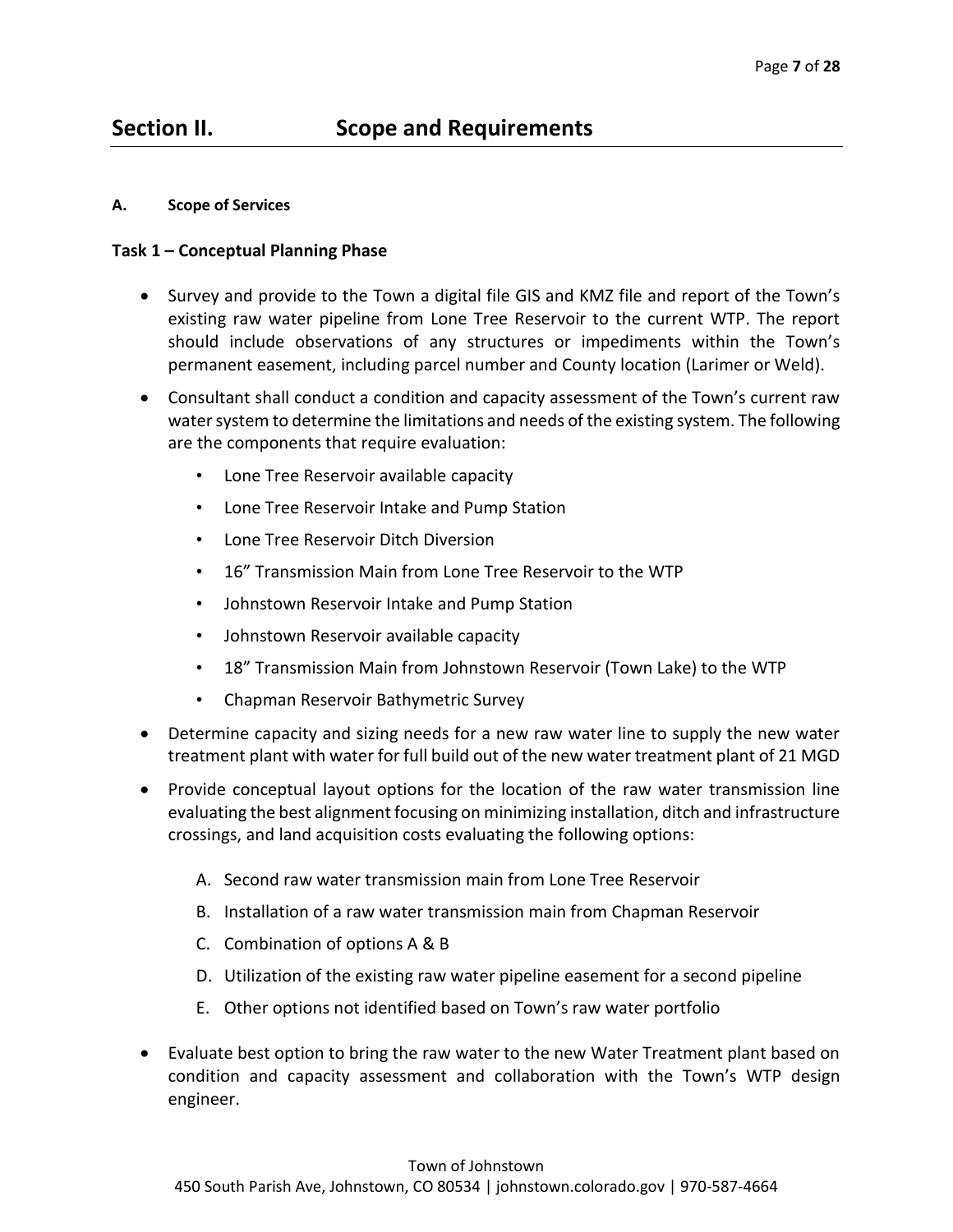## Section II. Scope and Requirements

### A. Scope of Services

**Task 1 – Conceptual Planning Phase**

- Survey and provide to the Town a digital file GIS and KMZ file and report of the Town's existing raw water pipeline from Lone Tree Reservoir to the current WTP. The report should include observations of any structures or impediments within the Town's permanent easement, including parcel number and County location (Larimer or Weld).
- Consultant shall conduct a condition and capacity assessment of the Town's current raw water system to determine the limitations and needs of the existing system. The following are the components that require evaluation:
  - Lone Tree Reservoir available capacity
  - Lone Tree Reservoir Intake and Pump Station
  - Lone Tree Reservoir Ditch Diversion
  - 16" Transmission Main from Lone Tree Reservoir to the WTP
  - Johnstown Reservoir Intake and Pump Station
  - Johnstown Reservoir available capacity
  - 18" Transmission Main from Johnstown Reservoir (Town Lake) to the WTP
  - Chapman Reservoir Bathymetric Survey
- Determine capacity and sizing needs for a new raw water line to supply the new water treatment plant with water for full build out of the new water treatment plant of 21 MGD
- Provide conceptual layout options for the location of the raw water transmission line evaluating the best alignment focusing on minimizing installation, ditch and infrastructure crossings, and land acquisition costs evaluating the following options:
  A. Second raw water transmission main from Lone Tree Reservoir
  B. Installation of a raw water transmission main from Chapman Reservoir
  C. Combination of options A & B
  D. Utilization of the existing raw water pipeline easement for a second pipeline
  E. Other options not identified based on Town's raw water portfolio
- Evaluate best option to bring the raw water to the new Water Treatment plant based on condition and capacity assessment and collaboration with the Town's WTP design engineer.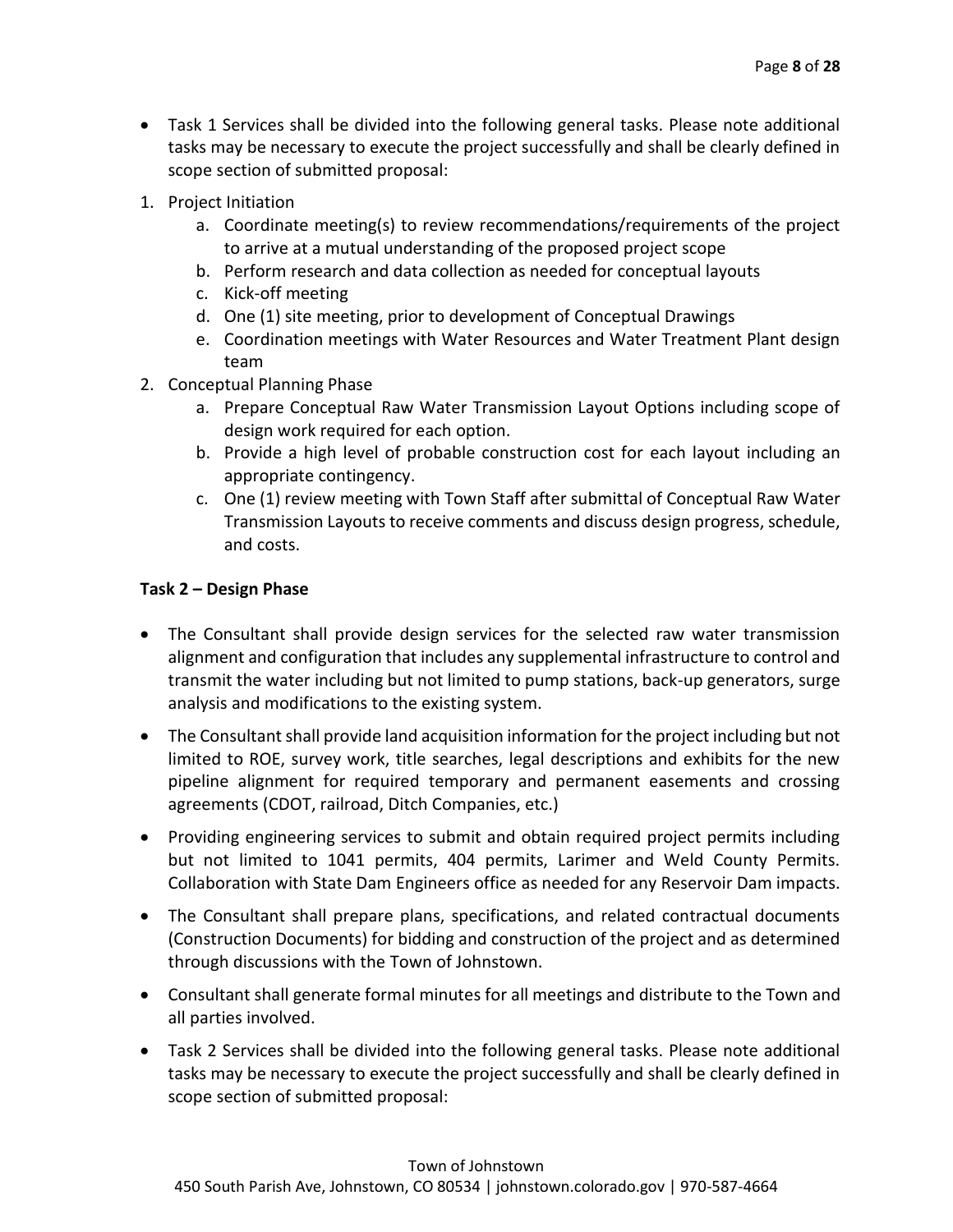- Task 1 Services shall be divided into the following general tasks. Please note additional tasks may be necessary to execute the project successfully and shall be clearly defined in scope section of submitted proposal:

1. Project Initiation
    a. Coordinate meeting(s) to review recommendations/requirements of the project to arrive at a mutual understanding of the proposed project scope
    b. Perform research and data collection as needed for conceptual layouts
    c. Kick-off meeting
    d. One (1) site meeting, prior to development of Conceptual Drawings
    e. Coordination meetings with Water Resources and Water Treatment Plant design team
2. Conceptual Planning Phase
    a. Prepare Conceptual Raw Water Transmission Layout Options including scope of design work required for each option.
    b. Provide a high level of probable construction cost for each layout including an appropriate contingency.
    c. One (1) review meeting with Town Staff after submittal of Conceptual Raw Water Transmission Layouts to receive comments and discuss design progress, schedule, and costs.

**Task 2 – Design Phase**

- The Consultant shall provide design services for the selected raw water transmission alignment and configuration that includes any supplemental infrastructure to control and transmit the water including but not limited to pump stations, back-up generators, surge analysis and modifications to the existing system.
- The Consultant shall provide land acquisition information for the project including but not limited to ROE, survey work, title searches, legal descriptions and exhibits for the new pipeline alignment for required temporary and permanent easements and crossing agreements (CDOT, railroad, Ditch Companies, etc.)
- Providing engineering services to submit and obtain required project permits including but not limited to 1041 permits, 404 permits, Larimer and Weld County Permits. Collaboration with State Dam Engineers office as needed for any Reservoir Dam impacts.
- The Consultant shall prepare plans, specifications, and related contractual documents (Construction Documents) for bidding and construction of the project and as determined through discussions with the Town of Johnstown.
- Consultant shall generate formal minutes for all meetings and distribute to the Town and all parties involved.
- Task 2 Services shall be divided into the following general tasks. Please note additional tasks may be necessary to execute the project successfully and shall be clearly defined in scope section of submitted proposal: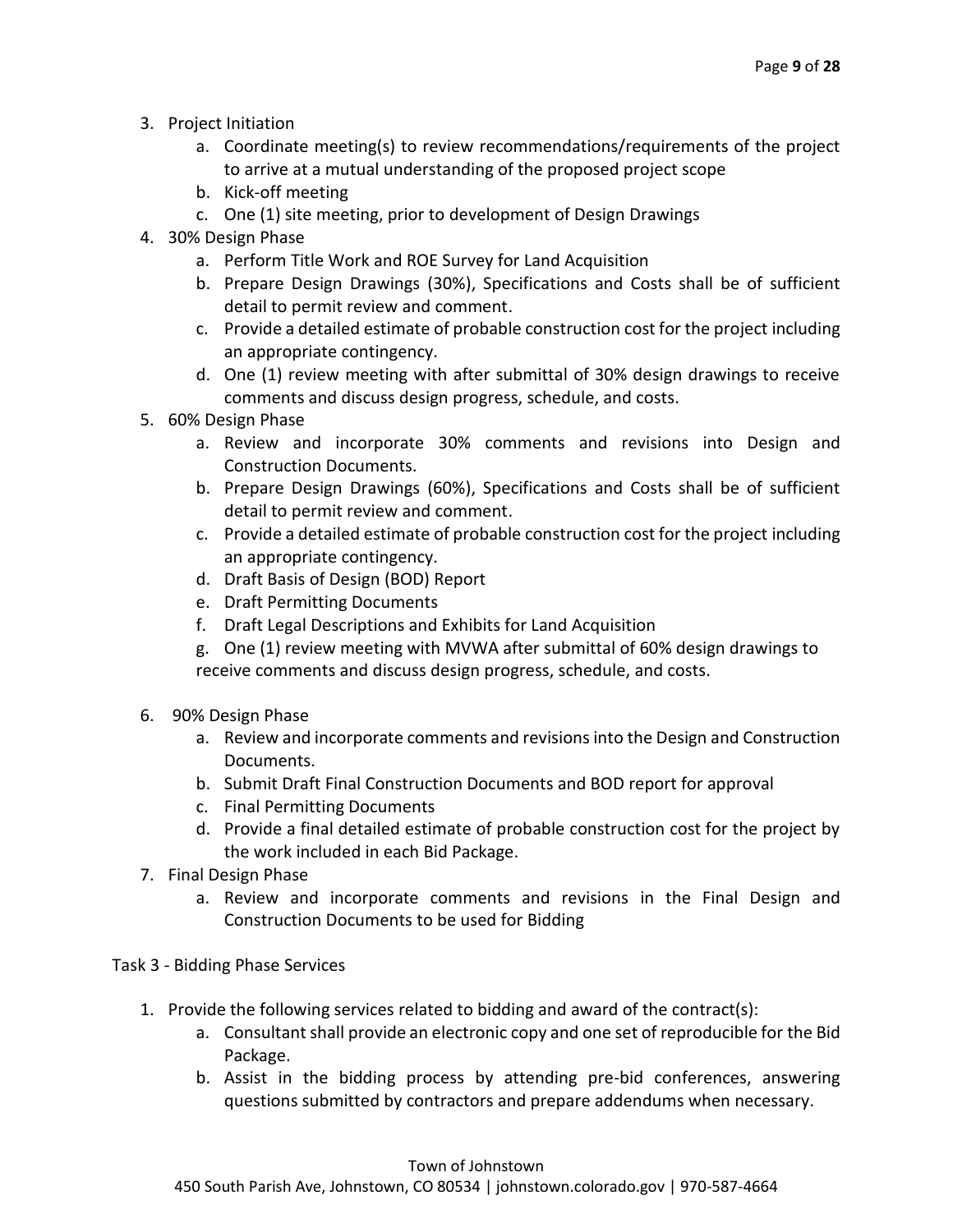3. Project Initiation
    a. Coordinate meeting(s) to review recommendations/requirements of the project to arrive at a mutual understanding of the proposed project scope
    b. Kick-off meeting
    c. One (1) site meeting, prior to development of Design Drawings
4. 30% Design Phase
    a. Perform Title Work and ROE Survey for Land Acquisition
    b. Prepare Design Drawings (30%), Specifications and Costs shall be of sufficient detail to permit review and comment.
    c. Provide a detailed estimate of probable construction cost for the project including an appropriate contingency.
    d. One (1) review meeting with after submittal of 30% design drawings to receive comments and discuss design progress, schedule, and costs.
5. 60% Design Phase
    a. Review and incorporate 30% comments and revisions into Design and Construction Documents.
    b. Prepare Design Drawings (60%), Specifications and Costs shall be of sufficient detail to permit review and comment.
    c. Provide a detailed estimate of probable construction cost for the project including an appropriate contingency.
    d. Draft Basis of Design (BOD) Report
    e. Draft Permitting Documents
    f. Draft Legal Descriptions and Exhibits for Land Acquisition
    g. One (1) review meeting with MVWA after submittal of 60% design drawings to receive comments and discuss design progress, schedule, and costs.
6. 90% Design Phase
    a. Review and incorporate comments and revisions into the Design and Construction Documents.
    b. Submit Draft Final Construction Documents and BOD report for approval
    c. Final Permitting Documents
    d. Provide a final detailed estimate of probable construction cost for the project by the work included in each Bid Package.
7. Final Design Phase
    a. Review and incorporate comments and revisions in the Final Design and Construction Documents to be used for Bidding

Task 3 - Bidding Phase Services

1. Provide the following services related to bidding and award of the contract(s):
    a. Consultant shall provide an electronic copy and one set of reproducible for the Bid Package.
    b. Assist in the bidding process by attending pre-bid conferences, answering questions submitted by contractors and prepare addendums when necessary.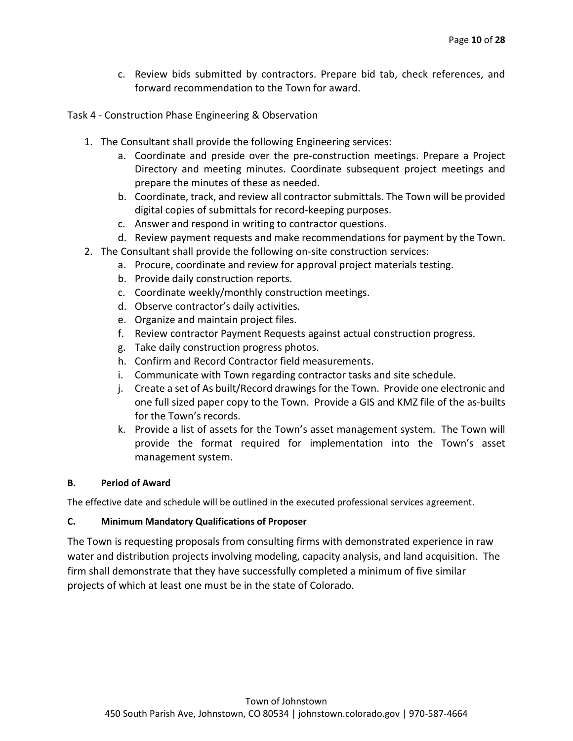c. Review bids submitted by contractors. Prepare bid tab, check references, and forward recommendation to the Town for award.

Task 4 - Construction Phase Engineering & Observation

1. The Consultant shall provide the following Engineering services:
   a. Coordinate and preside over the pre-construction meetings. Prepare a Project Directory and meeting minutes. Coordinate subsequent project meetings and prepare the minutes of these as needed.
   b. Coordinate, track, and review all contractor submittals. The Town will be provided digital copies of submittals for record-keeping purposes.
   c. Answer and respond in writing to contractor questions.
   d. Review payment requests and make recommendations for payment by the Town.
2. The Consultant shall provide the following on-site construction services:
   a. Procure, coordinate and review for approval project materials testing.
   b. Provide daily construction reports.
   c. Coordinate weekly/monthly construction meetings.
   d. Observe contractor's daily activities.
   e. Organize and maintain project files.
   f. Review contractor Payment Requests against actual construction progress.
   g. Take daily construction progress photos.
   h. Confirm and Record Contractor field measurements.
   i. Communicate with Town regarding contractor tasks and site schedule.
   j. Create a set of As built/Record drawings for the Town. Provide one electronic and one full sized paper copy to the Town. Provide a GIS and KMZ file of the as-builts for the Town's records.
   k. Provide a list of assets for the Town's asset management system. The Town will provide the format required for implementation into the Town's asset management system.

#### B. Period of Award

The effective date and schedule will be outlined in the executed professional services agreement.

#### C. Minimum Mandatory Qualifications of Proposer

The Town is requesting proposals from consulting firms with demonstrated experience in raw water and distribution projects involving modeling, capacity analysis, and land acquisition. The firm shall demonstrate that they have successfully completed a minimum of five similar projects of which at least one must be in the state of Colorado.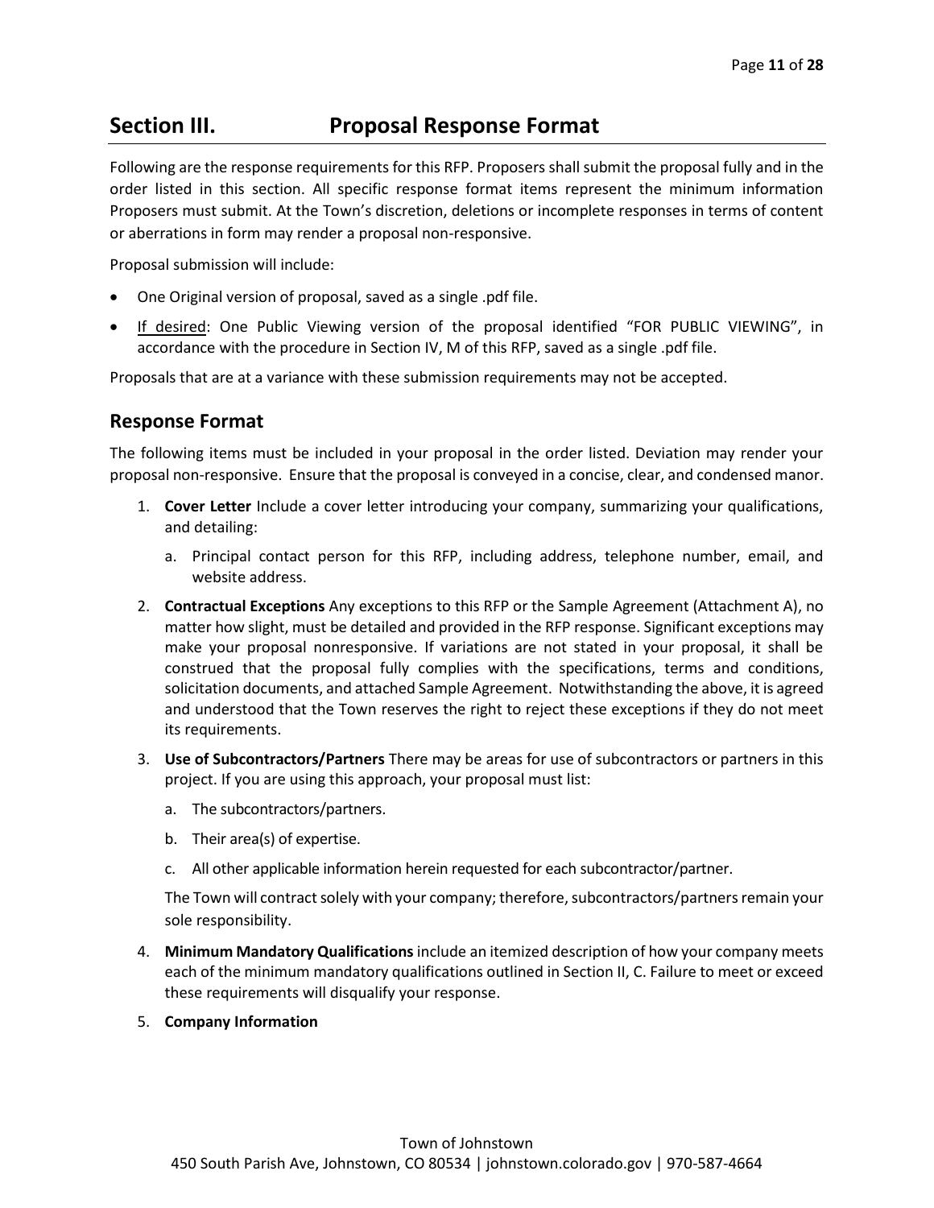## Section III. Proposal Response Format

Following are the response requirements for this RFP. Proposers shall submit the proposal fully and in the order listed in this section. All specific response format items represent the minimum information Proposers must submit. At the Town's discretion, deletions or incomplete responses in terms of content or aberrations in form may render a proposal non-responsive.

Proposal submission will include:

- One Original version of proposal, saved as a single .pdf file.
- If desired: One Public Viewing version of the proposal identified "FOR PUBLIC VIEWING", in accordance with the procedure in Section IV, M of this RFP, saved as a single .pdf file.

Proposals that are at a variance with these submission requirements may not be accepted.

### Response Format

The following items must be included in your proposal in the order listed. Deviation may render your proposal non-responsive. Ensure that the proposal is conveyed in a concise, clear, and condensed manor.

1. **Cover Letter** Include a cover letter introducing your company, summarizing your qualifications, and detailing:
   a. Principal contact person for this RFP, including address, telephone number, email, and website address.
2. **Contractual Exceptions** Any exceptions to this RFP or the Sample Agreement (Attachment A), no matter how slight, must be detailed and provided in the RFP response. Significant exceptions may make your proposal nonresponsive. If variations are not stated in your proposal, it shall be construed that the proposal fully complies with the specifications, terms and conditions, solicitation documents, and attached Sample Agreement. Notwithstanding the above, it is agreed and understood that the Town reserves the right to reject these exceptions if they do not meet its requirements.
3. **Use of Subcontractors/Partners** There may be areas for use of subcontractors or partners in this project. If you are using this approach, your proposal must list:
   a. The subcontractors/partners.
   b. Their area(s) of expertise.
   c. All other applicable information herein requested for each subcontractor/partner.

   The Town will contract solely with your company; therefore, subcontractors/partners remain your sole responsibility.
4. **Minimum Mandatory Qualifications** include an itemized description of how your company meets each of the minimum mandatory qualifications outlined in Section II, C. Failure to meet or exceed these requirements will disqualify your response.
5. **Company Information**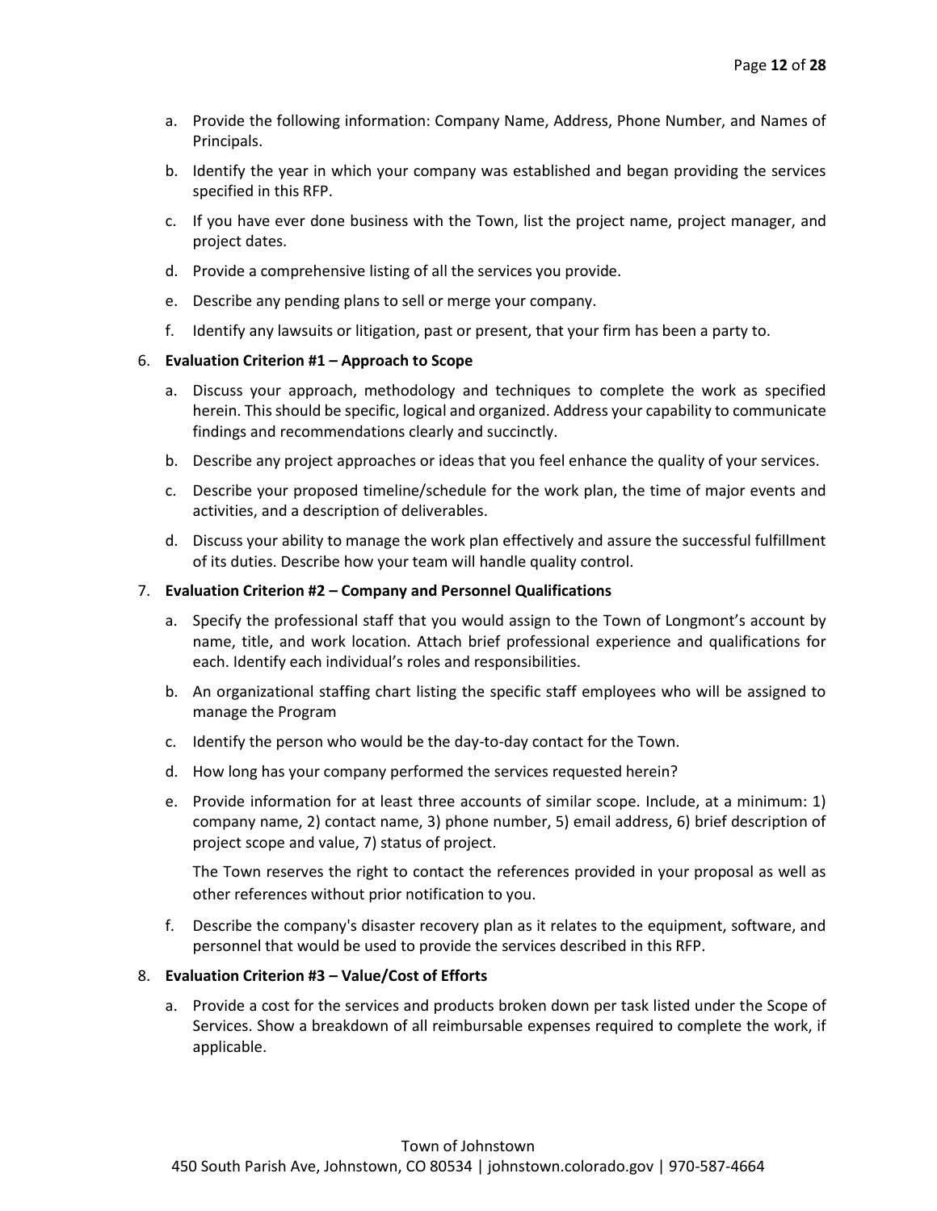a. Provide the following information: Company Name, Address, Phone Number, and Names of Principals.

b. Identify the year in which your company was established and began providing the services specified in this RFP.

c. If you have ever done business with the Town, list the project name, project manager, and project dates.

d. Provide a comprehensive listing of all the services you provide.

e. Describe any pending plans to sell or merge your company.

f. Identify any lawsuits or litigation, past or present, that your firm has been a party to.

6. **Evaluation Criterion #1 – Approach to Scope**

   a. Discuss your approach, methodology and techniques to complete the work as specified herein. This should be specific, logical and organized. Address your capability to communicate findings and recommendations clearly and succinctly.

   b. Describe any project approaches or ideas that you feel enhance the quality of your services.

   c. Describe your proposed timeline/schedule for the work plan, the time of major events and activities, and a description of deliverables.

   d. Discuss your ability to manage the work plan effectively and assure the successful fulfillment of its duties. Describe how your team will handle quality control.

7. **Evaluation Criterion #2 – Company and Personnel Qualifications**

   a. Specify the professional staff that you would assign to the Town of Longmont's account by name, title, and work location. Attach brief professional experience and qualifications for each. Identify each individual's roles and responsibilities.

   b. An organizational staffing chart listing the specific staff employees who will be assigned to manage the Program

   c. Identify the person who would be the day-to-day contact for the Town.

   d. How long has your company performed the services requested herein?

   e. Provide information for at least three accounts of similar scope. Include, at a minimum: 1) company name, 2) contact name, 3) phone number, 5) email address, 6) brief description of project scope and value, 7) status of project.

      The Town reserves the right to contact the references provided in your proposal as well as other references without prior notification to you.

   f. Describe the company's disaster recovery plan as it relates to the equipment, software, and personnel that would be used to provide the services described in this RFP.

8. **Evaluation Criterion #3 – Value/Cost of Efforts**

   a. Provide a cost for the services and products broken down per task listed under the Scope of Services. Show a breakdown of all reimbursable expenses required to complete the work, if applicable.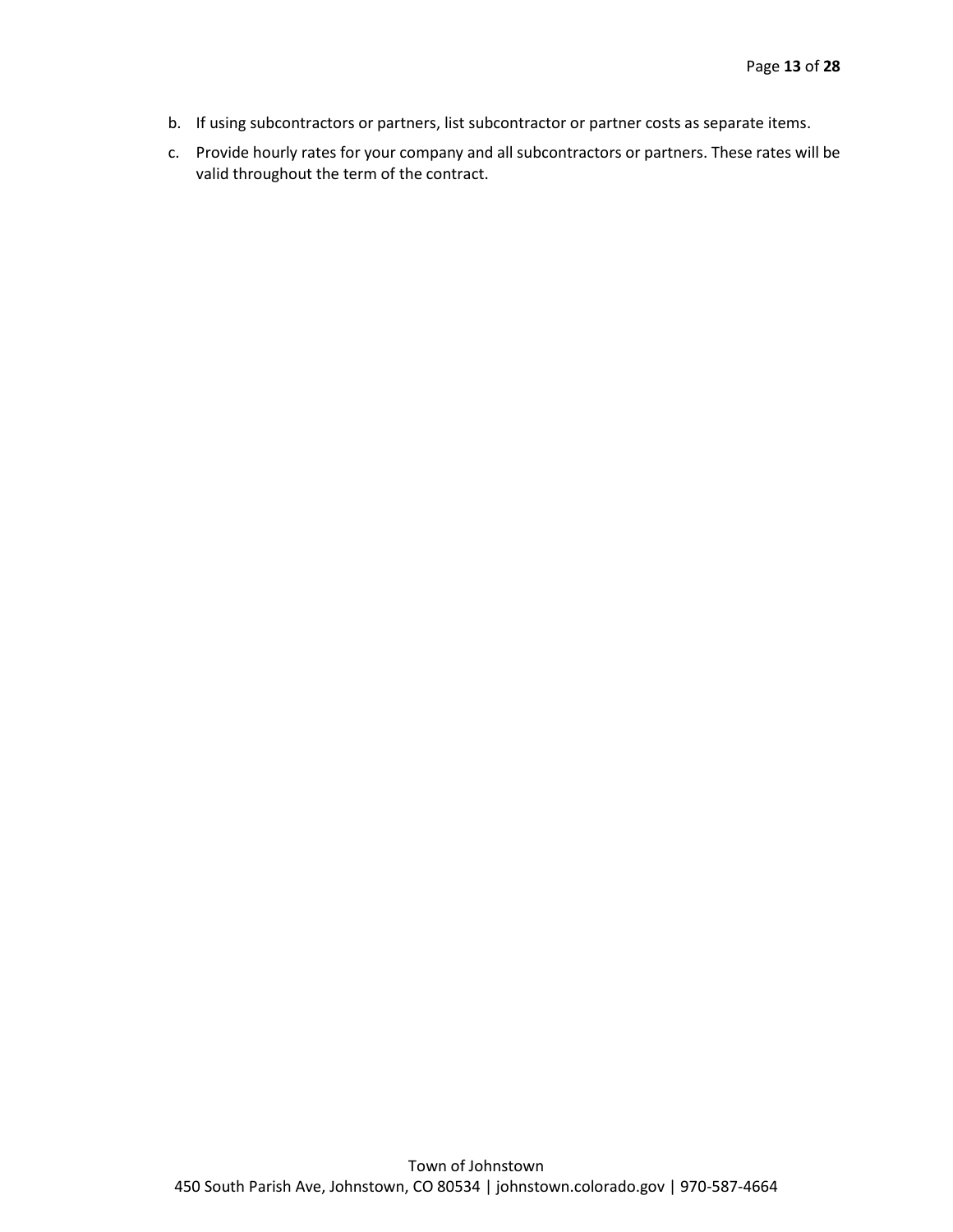b. If using subcontractors or partners, list subcontractor or partner costs as separate items.
c. Provide hourly rates for your company and all subcontractors or partners. These rates will be valid throughout the term of the contract.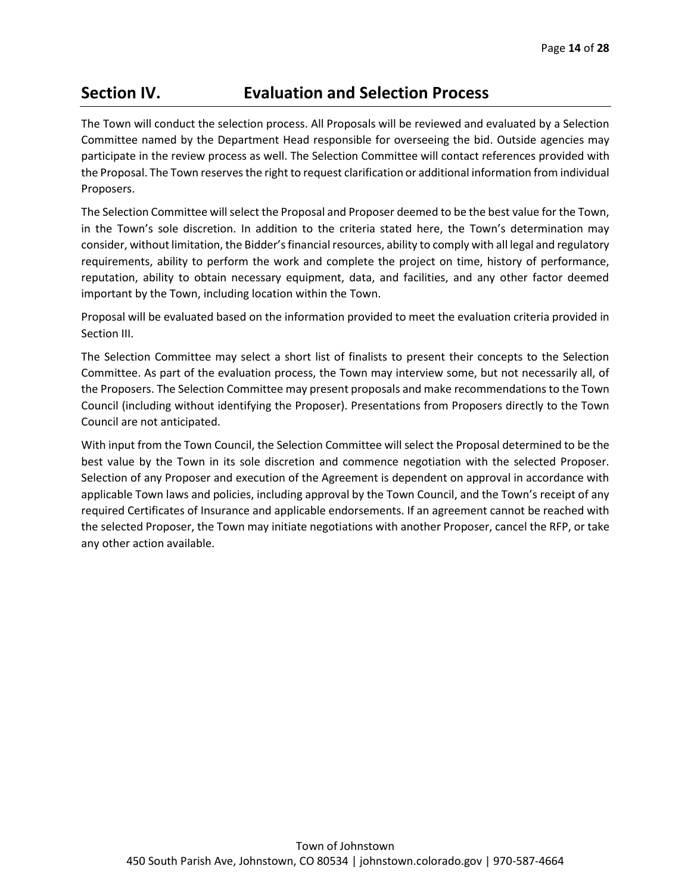## Section IV. Evaluation and Selection Process

The Town will conduct the selection process. All Proposals will be reviewed and evaluated by a Selection Committee named by the Department Head responsible for overseeing the bid. Outside agencies may participate in the review process as well. The Selection Committee will contact references provided with the Proposal. The Town reserves the right to request clarification or additional information from individual Proposers.

The Selection Committee will select the Proposal and Proposer deemed to be the best value for the Town, in the Town's sole discretion. In addition to the criteria stated here, the Town's determination may consider, without limitation, the Bidder's financial resources, ability to comply with all legal and regulatory requirements, ability to perform the work and complete the project on time, history of performance, reputation, ability to obtain necessary equipment, data, and facilities, and any other factor deemed important by the Town, including location within the Town.

Proposal will be evaluated based on the information provided to meet the evaluation criteria provided in Section III.

The Selection Committee may select a short list of finalists to present their concepts to the Selection Committee. As part of the evaluation process, the Town may interview some, but not necessarily all, of the Proposers. The Selection Committee may present proposals and make recommendations to the Town Council (including without identifying the Proposer). Presentations from Proposers directly to the Town Council are not anticipated.

With input from the Town Council, the Selection Committee will select the Proposal determined to be the best value by the Town in its sole discretion and commence negotiation with the selected Proposer. Selection of any Proposer and execution of the Agreement is dependent on approval in accordance with applicable Town laws and policies, including approval by the Town Council, and the Town's receipt of any required Certificates of Insurance and applicable endorsements. If an agreement cannot be reached with the selected Proposer, the Town may initiate negotiations with another Proposer, cancel the RFP, or take any other action available.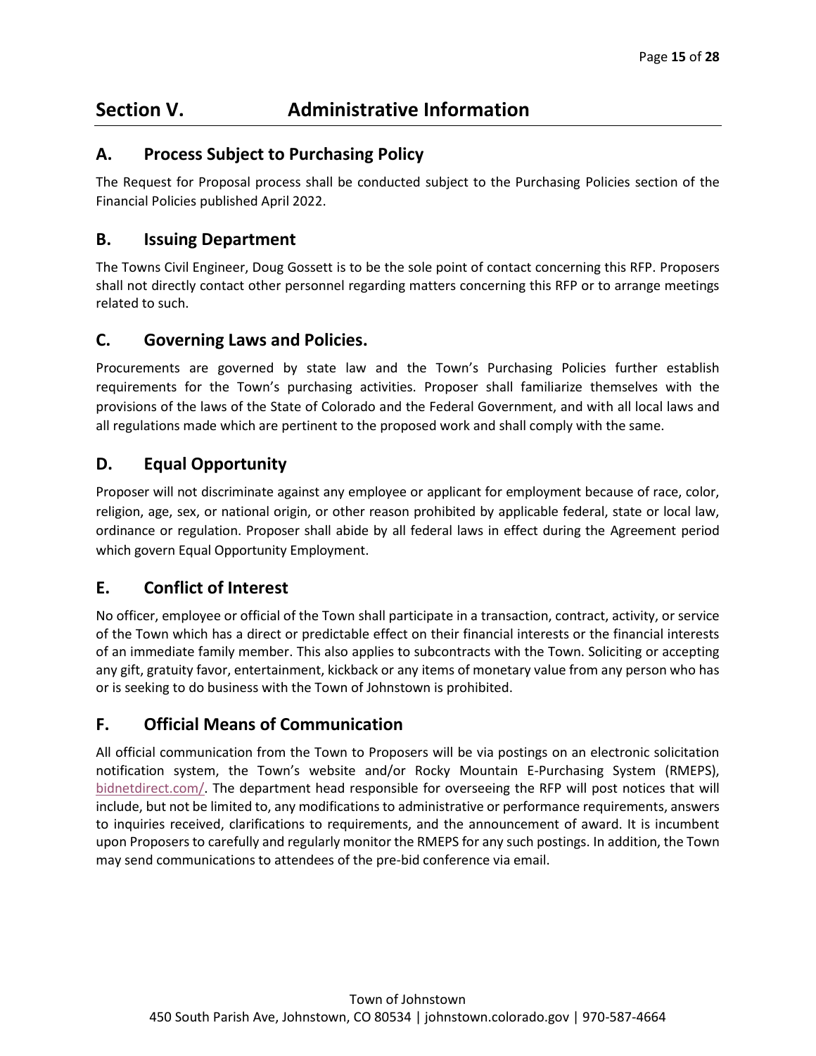# Section V. Administrative Information

## A. Process Subject to Purchasing Policy

The Request for Proposal process shall be conducted subject to the Purchasing Policies section of the Financial Policies published April 2022.

## B. Issuing Department

The Towns Civil Engineer, Doug Gossett is to be the sole point of contact concerning this RFP. Proposers shall not directly contact other personnel regarding matters concerning this RFP or to arrange meetings related to such.

## C. Governing Laws and Policies.

Procurements are governed by state law and the Town's Purchasing Policies further establish requirements for the Town's purchasing activities. Proposer shall familiarize themselves with the provisions of the laws of the State of Colorado and the Federal Government, and with all local laws and all regulations made which are pertinent to the proposed work and shall comply with the same.

## D. Equal Opportunity

Proposer will not discriminate against any employee or applicant for employment because of race, color, religion, age, sex, or national origin, or other reason prohibited by applicable federal, state or local law, ordinance or regulation. Proposer shall abide by all federal laws in effect during the Agreement period which govern Equal Opportunity Employment.

## E. Conflict of Interest

No officer, employee or official of the Town shall participate in a transaction, contract, activity, or service of the Town which has a direct or predictable effect on their financial interests or the financial interests of an immediate family member. This also applies to subcontracts with the Town. Soliciting or accepting any gift, gratuity favor, entertainment, kickback or any items of monetary value from any person who has or is seeking to do business with the Town of Johnstown is prohibited.

## F. Official Means of Communication

All official communication from the Town to Proposers will be via postings on an electronic solicitation notification system, the Town's website and/or Rocky Mountain E-Purchasing System (RMEPS), bidnetdirect.com/. The department head responsible for overseeing the RFP will post notices that will include, but not be limited to, any modifications to administrative or performance requirements, answers to inquiries received, clarifications to requirements, and the announcement of award. It is incumbent upon Proposers to carefully and regularly monitor the RMEPS for any such postings. In addition, the Town may send communications to attendees of the pre-bid conference via email.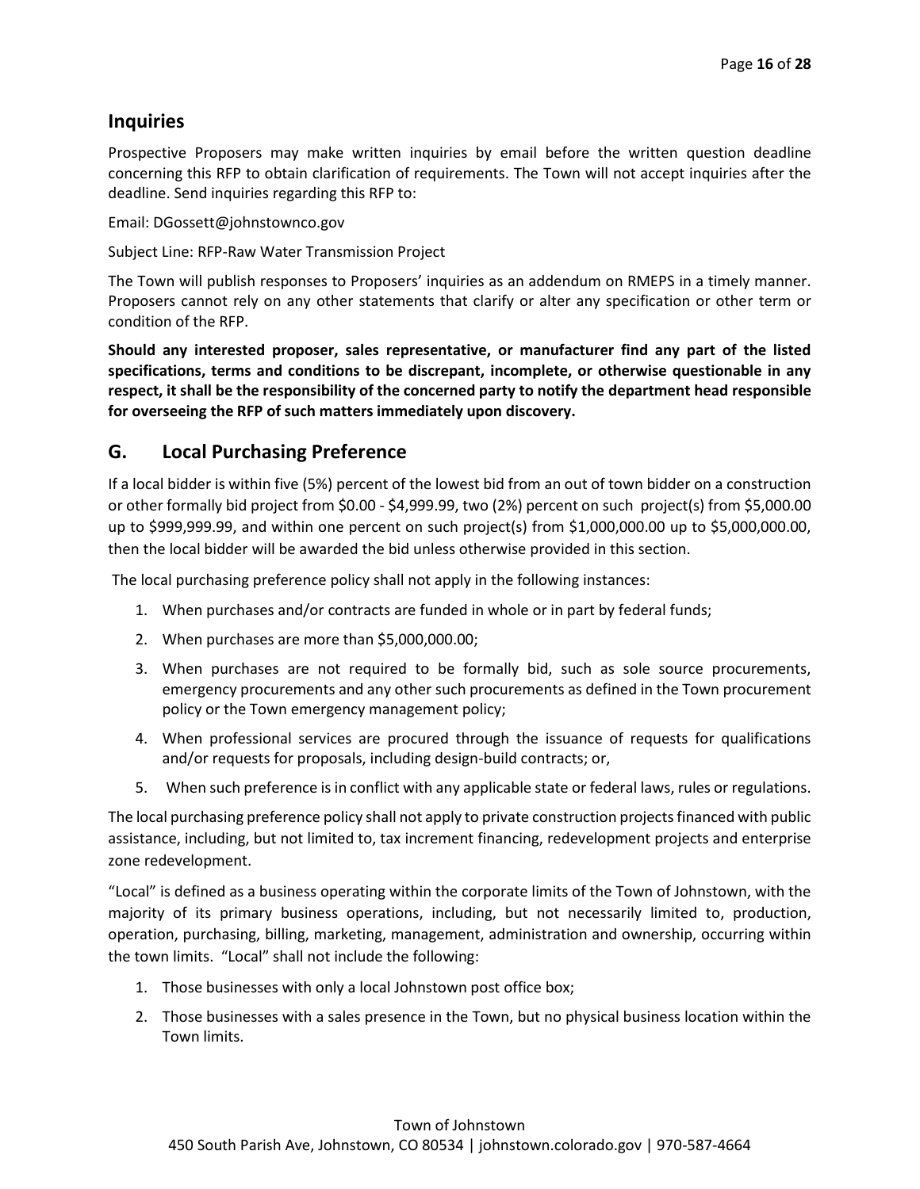## Inquiries

Prospective Proposers may make written inquiries by email before the written question deadline concerning this RFP to obtain clarification of requirements. The Town will not accept inquiries after the deadline. Send inquiries regarding this RFP to:

Email: DGossett@johnstownco.gov

Subject Line: RFP-Raw Water Transmission Project

The Town will publish responses to Proposers' inquiries as an addendum on RMEPS in a timely manner. Proposers cannot rely on any other statements that clarify or alter any specification or other term or condition of the RFP.

**Should any interested proposer, sales representative, or manufacturer find any part of the listed specifications, terms and conditions to be discrepant, incomplete, or otherwise questionable in any respect, it shall be the responsibility of the concerned party to notify the department head responsible for overseeing the RFP of such matters immediately upon discovery.**

## G. Local Purchasing Preference

If a local bidder is within five (5%) percent of the lowest bid from an out of town bidder on a construction or other formally bid project from $0.00 - $4,999.99, two (2%) percent on such project(s) from $5,000.00 up to $999,999.99, and within one percent on such project(s) from $1,000,000.00 up to $5,000,000.00, then the local bidder will be awarded the bid unless otherwise provided in this section.

The local purchasing preference policy shall not apply in the following instances:

1. When purchases and/or contracts are funded in whole or in part by federal funds;
2. When purchases are more than $5,000,000.00;
3. When purchases are not required to be formally bid, such as sole source procurements, emergency procurements and any other such procurements as defined in the Town procurement policy or the Town emergency management policy;
4. When professional services are procured through the issuance of requests for qualifications and/or requests for proposals, including design-build contracts; or,
5. When such preference is in conflict with any applicable state or federal laws, rules or regulations.

The local purchasing preference policy shall not apply to private construction projects financed with public assistance, including, but not limited to, tax increment financing, redevelopment projects and enterprise zone redevelopment.

"Local" is defined as a business operating within the corporate limits of the Town of Johnstown, with the majority of its primary business operations, including, but not necessarily limited to, production, operation, purchasing, billing, marketing, management, administration and ownership, occurring within the town limits. "Local" shall not include the following:

1. Those businesses with only a local Johnstown post office box;
2. Those businesses with a sales presence in the Town, but no physical business location within the Town limits.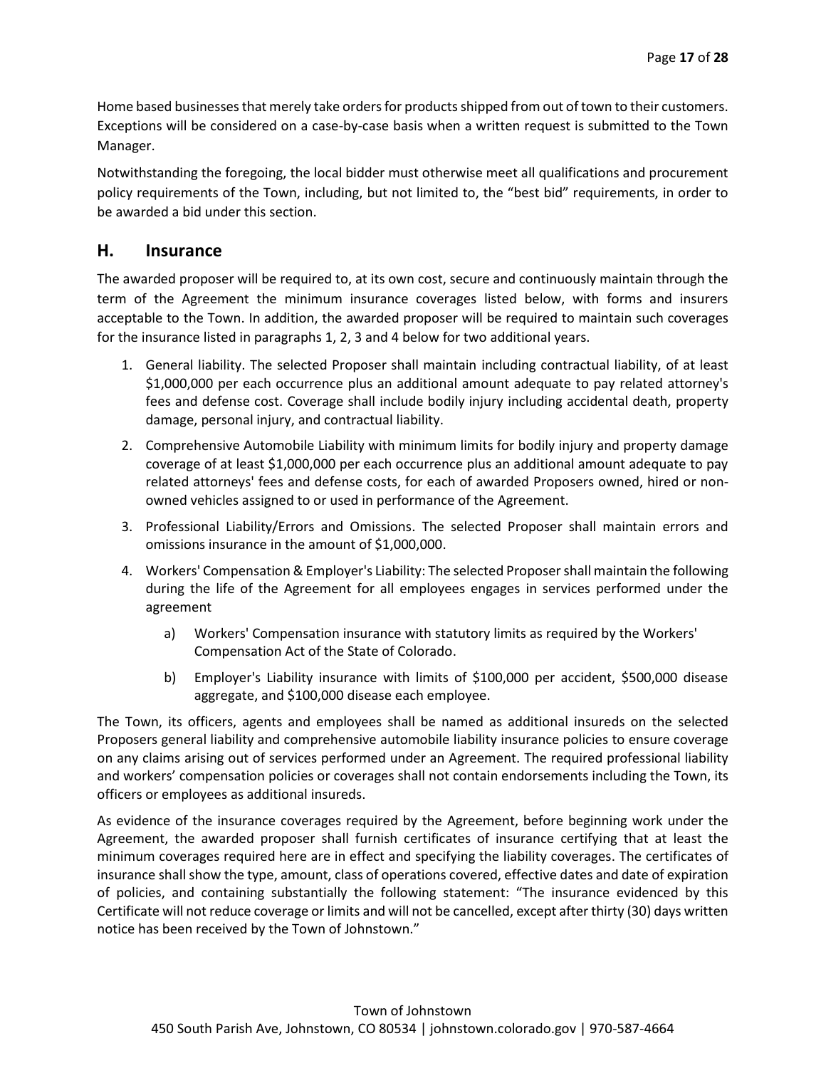Home based businesses that merely take orders for products shipped from out of town to their customers. Exceptions will be considered on a case-by-case basis when a written request is submitted to the Town Manager.

Notwithstanding the foregoing, the local bidder must otherwise meet all qualifications and procurement policy requirements of the Town, including, but not limited to, the "best bid" requirements, in order to be awarded a bid under this section.

## H. Insurance

The awarded proposer will be required to, at its own cost, secure and continuously maintain through the term of the Agreement the minimum insurance coverages listed below, with forms and insurers acceptable to the Town. In addition, the awarded proposer will be required to maintain such coverages for the insurance listed in paragraphs 1, 2, 3 and 4 below for two additional years.

1. General liability. The selected Proposer shall maintain including contractual liability, of at least $1,000,000 per each occurrence plus an additional amount adequate to pay related attorney's fees and defense cost. Coverage shall include bodily injury including accidental death, property damage, personal injury, and contractual liability.
2. Comprehensive Automobile Liability with minimum limits for bodily injury and property damage coverage of at least $1,000,000 per each occurrence plus an additional amount adequate to pay related attorneys' fees and defense costs, for each of awarded Proposers owned, hired or non-owned vehicles assigned to or used in performance of the Agreement.
3. Professional Liability/Errors and Omissions. The selected Proposer shall maintain errors and omissions insurance in the amount of $1,000,000.
4. Workers' Compensation & Employer's Liability: The selected Proposer shall maintain the following during the life of the Agreement for all employees engages in services performed under the agreement
   a) Workers' Compensation insurance with statutory limits as required by the Workers' Compensation Act of the State of Colorado.
   b) Employer's Liability insurance with limits of $100,000 per accident, $500,000 disease aggregate, and $100,000 disease each employee.

The Town, its officers, agents and employees shall be named as additional insureds on the selected Proposers general liability and comprehensive automobile liability insurance policies to ensure coverage on any claims arising out of services performed under an Agreement. The required professional liability and workers' compensation policies or coverages shall not contain endorsements including the Town, its officers or employees as additional insureds.

As evidence of the insurance coverages required by the Agreement, before beginning work under the Agreement, the awarded proposer shall furnish certificates of insurance certifying that at least the minimum coverages required here are in effect and specifying the liability coverages. The certificates of insurance shall show the type, amount, class of operations covered, effective dates and date of expiration of policies, and containing substantially the following statement: "The insurance evidenced by this Certificate will not reduce coverage or limits and will not be cancelled, except after thirty (30) days written notice has been received by the Town of Johnstown."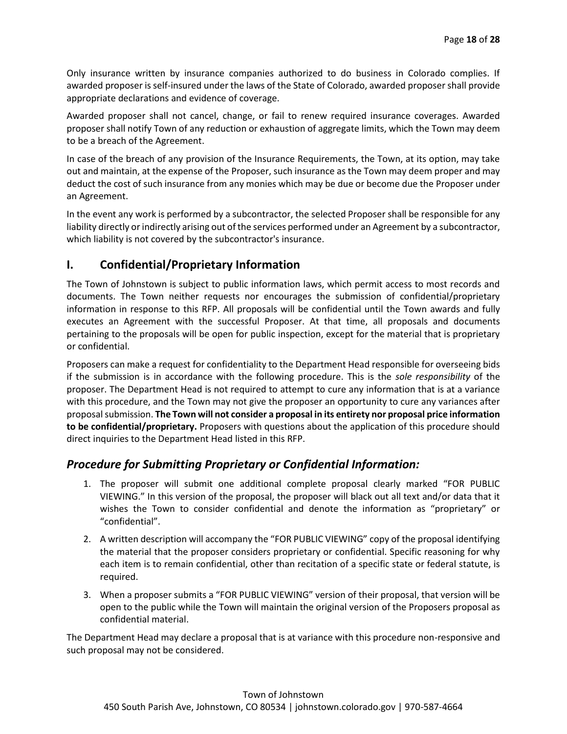Only insurance written by insurance companies authorized to do business in Colorado complies. If awarded proposer is self-insured under the laws of the State of Colorado, awarded proposer shall provide appropriate declarations and evidence of coverage.

Awarded proposer shall not cancel, change, or fail to renew required insurance coverages. Awarded proposer shall notify Town of any reduction or exhaustion of aggregate limits, which the Town may deem to be a breach of the Agreement.

In case of the breach of any provision of the Insurance Requirements, the Town, at its option, may take out and maintain, at the expense of the Proposer, such insurance as the Town may deem proper and may deduct the cost of such insurance from any monies which may be due or become due the Proposer under an Agreement.

In the event any work is performed by a subcontractor, the selected Proposer shall be responsible for any liability directly or indirectly arising out of the services performed under an Agreement by a subcontractor, which liability is not covered by the subcontractor's insurance.

## I. Confidential/Proprietary Information

The Town of Johnstown is subject to public information laws, which permit access to most records and documents. The Town neither requests nor encourages the submission of confidential/proprietary information in response to this RFP. All proposals will be confidential until the Town awards and fully executes an Agreement with the successful Proposer. At that time, all proposals and documents pertaining to the proposals will be open for public inspection, except for the material that is proprietary or confidential.

Proposers can make a request for confidentiality to the Department Head responsible for overseeing bids if the submission is in accordance with the following procedure. This is the *sole responsibility* of the proposer. The Department Head is not required to attempt to cure any information that is at a variance with this procedure, and the Town may not give the proposer an opportunity to cure any variances after proposal submission. **The Town will not consider a proposal in its entirety nor proposal price information to be confidential/proprietary.** Proposers with questions about the application of this procedure should direct inquiries to the Department Head listed in this RFP.

### *Procedure for Submitting Proprietary or Confidential Information:*

1. The proposer will submit one additional complete proposal clearly marked "FOR PUBLIC VIEWING." In this version of the proposal, the proposer will black out all text and/or data that it wishes the Town to consider confidential and denote the information as "proprietary" or "confidential".
2. A written description will accompany the "FOR PUBLIC VIEWING" copy of the proposal identifying the material that the proposer considers proprietary or confidential. Specific reasoning for why each item is to remain confidential, other than recitation of a specific state or federal statute, is required.
3. When a proposer submits a "FOR PUBLIC VIEWING" version of their proposal, that version will be open to the public while the Town will maintain the original version of the Proposers proposal as confidential material.

The Department Head may declare a proposal that is at variance with this procedure non-responsive and such proposal may not be considered.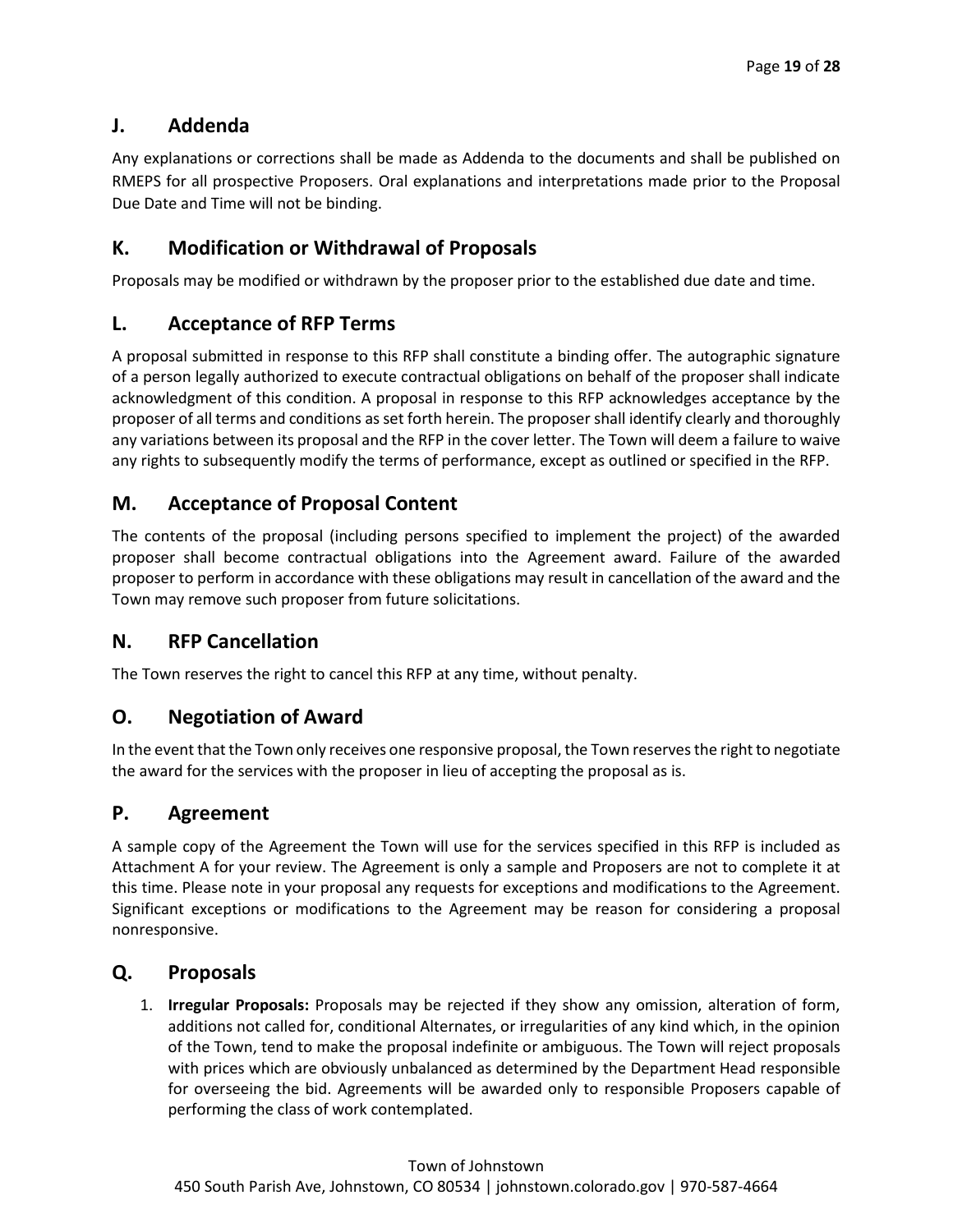## J. Addenda

Any explanations or corrections shall be made as Addenda to the documents and shall be published on RMEPS for all prospective Proposers. Oral explanations and interpretations made prior to the Proposal Due Date and Time will not be binding.

## K. Modification or Withdrawal of Proposals

Proposals may be modified or withdrawn by the proposer prior to the established due date and time.

## L. Acceptance of RFP Terms

A proposal submitted in response to this RFP shall constitute a binding offer. The autographic signature of a person legally authorized to execute contractual obligations on behalf of the proposer shall indicate acknowledgment of this condition. A proposal in response to this RFP acknowledges acceptance by the proposer of all terms and conditions as set forth herein. The proposer shall identify clearly and thoroughly any variations between its proposal and the RFP in the cover letter. The Town will deem a failure to waive any rights to subsequently modify the terms of performance, except as outlined or specified in the RFP.

## M. Acceptance of Proposal Content

The contents of the proposal (including persons specified to implement the project) of the awarded proposer shall become contractual obligations into the Agreement award. Failure of the awarded proposer to perform in accordance with these obligations may result in cancellation of the award and the Town may remove such proposer from future solicitations.

## N. RFP Cancellation

The Town reserves the right to cancel this RFP at any time, without penalty.

## O. Negotiation of Award

In the event that the Town only receives one responsive proposal, the Town reserves the right to negotiate the award for the services with the proposer in lieu of accepting the proposal as is.

## P. Agreement

A sample copy of the Agreement the Town will use for the services specified in this RFP is included as Attachment A for your review. The Agreement is only a sample and Proposers are not to complete it at this time. Please note in your proposal any requests for exceptions and modifications to the Agreement. Significant exceptions or modifications to the Agreement may be reason for considering a proposal nonresponsive.

## Q. Proposals

1. **Irregular Proposals:** Proposals may be rejected if they show any omission, alteration of form, additions not called for, conditional Alternates, or irregularities of any kind which, in the opinion of the Town, tend to make the proposal indefinite or ambiguous. The Town will reject proposals with prices which are obviously unbalanced as determined by the Department Head responsible for overseeing the bid. Agreements will be awarded only to responsible Proposers capable of performing the class of work contemplated.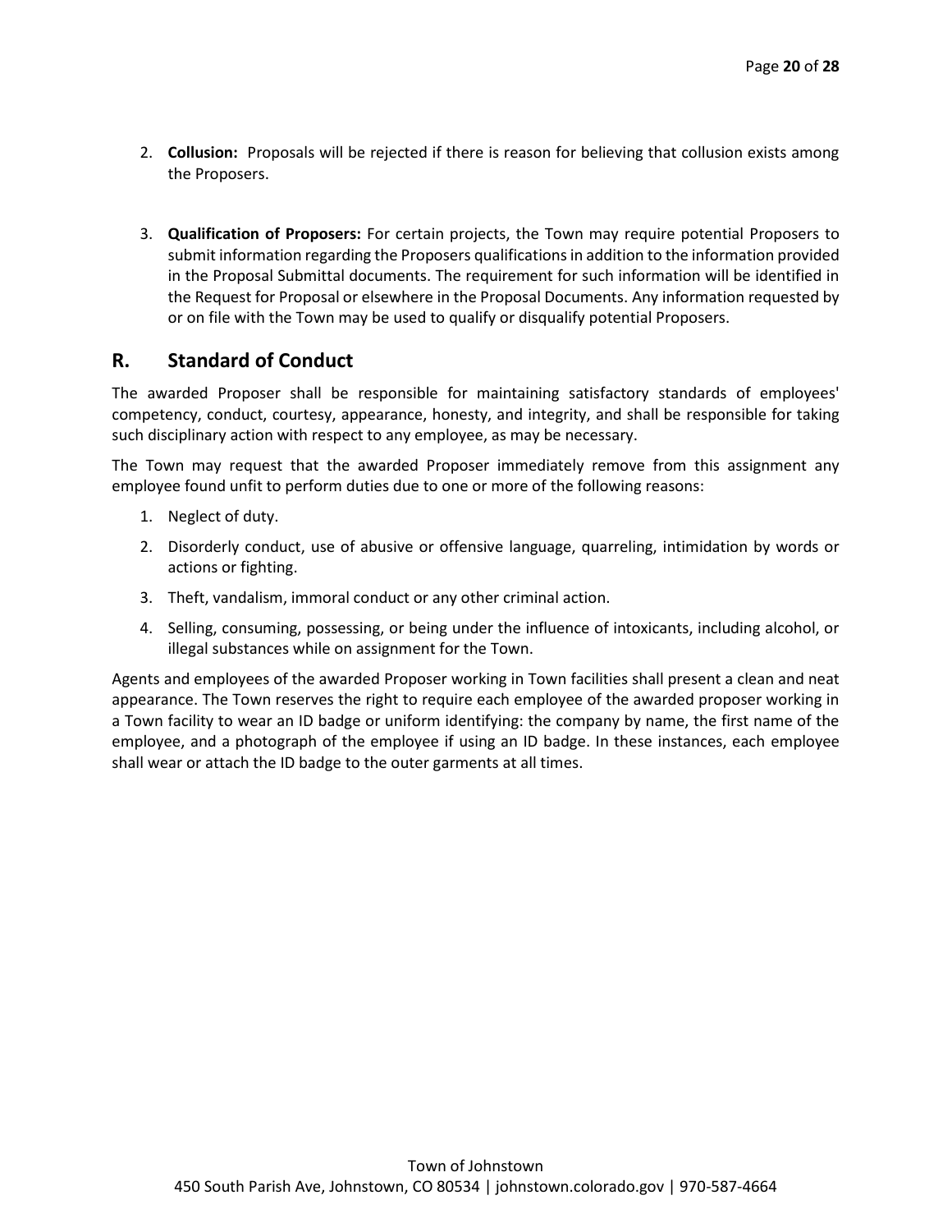2. **Collusion:** Proposals will be rejected if there is reason for believing that collusion exists among the Proposers.

3. **Qualification of Proposers:** For certain projects, the Town may require potential Proposers to submit information regarding the Proposers qualifications in addition to the information provided in the Proposal Submittal documents. The requirement for such information will be identified in the Request for Proposal or elsewhere in the Proposal Documents. Any information requested by or on file with the Town may be used to qualify or disqualify potential Proposers.

## R. Standard of Conduct

The awarded Proposer shall be responsible for maintaining satisfactory standards of employees' competency, conduct, courtesy, appearance, honesty, and integrity, and shall be responsible for taking such disciplinary action with respect to any employee, as may be necessary.

The Town may request that the awarded Proposer immediately remove from this assignment any employee found unfit to perform duties due to one or more of the following reasons:

1. Neglect of duty.
2. Disorderly conduct, use of abusive or offensive language, quarreling, intimidation by words or actions or fighting.
3. Theft, vandalism, immoral conduct or any other criminal action.
4. Selling, consuming, possessing, or being under the influence of intoxicants, including alcohol, or illegal substances while on assignment for the Town.

Agents and employees of the awarded Proposer working in Town facilities shall present a clean and neat appearance. The Town reserves the right to require each employee of the awarded proposer working in a Town facility to wear an ID badge or uniform identifying: the company by name, the first name of the employee, and a photograph of the employee if using an ID badge. In these instances, each employee shall wear or attach the ID badge to the outer garments at all times.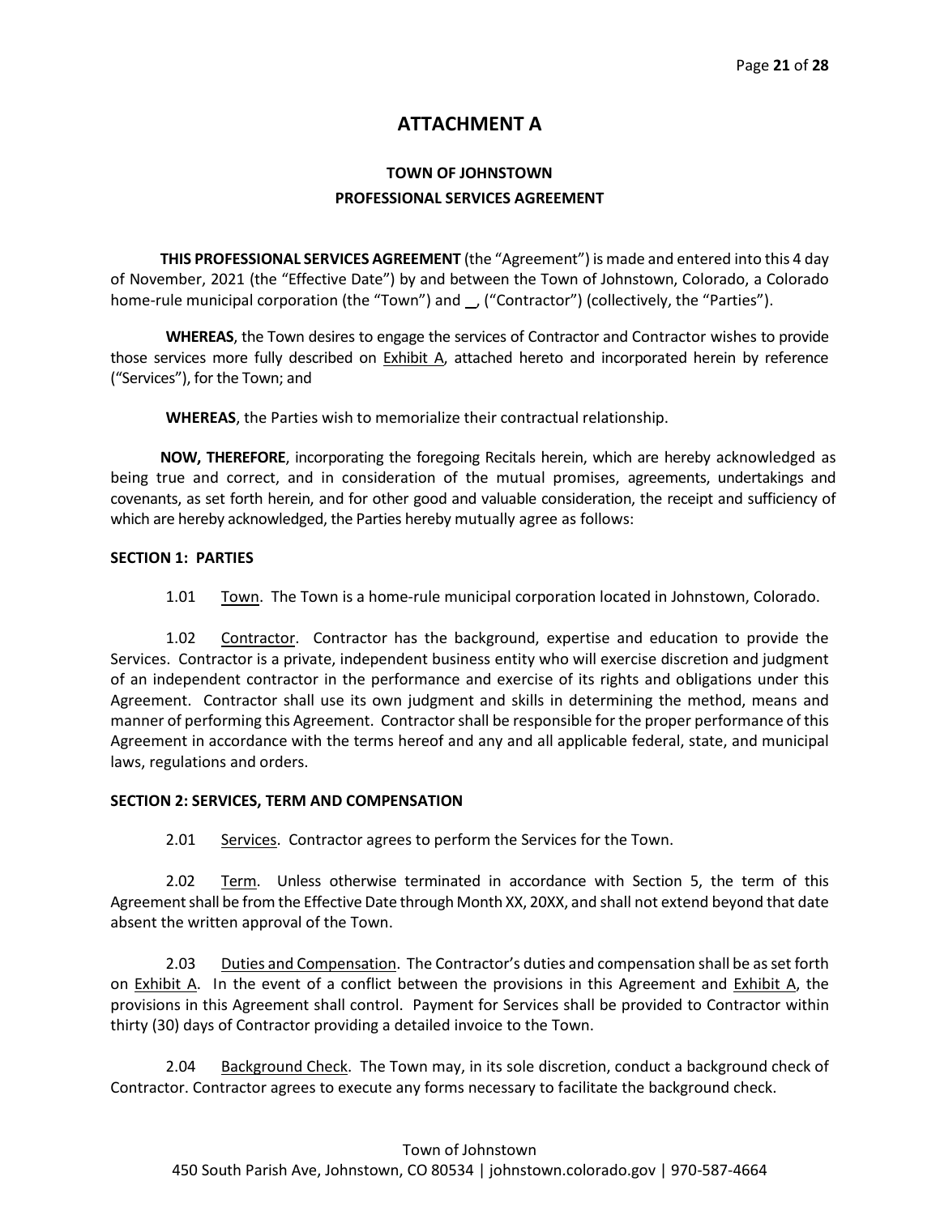# ATTACHMENT A

## TOWN OF JOHNSTOWN
## PROFESSIONAL SERVICES AGREEMENT

**THIS PROFESSIONAL SERVICES AGREEMENT** (the "Agreement") is made and entered into this 4 day of November, 2021 (the "Effective Date") by and between the Town of Johnstown, Colorado, a Colorado home-rule municipal corporation (the "Town") and _, ("Contractor") (collectively, the "Parties").

**WHEREAS**, the Town desires to engage the services of Contractor and Contractor wishes to provide those services more fully described on Exhibit A, attached hereto and incorporated herein by reference ("Services"), for the Town; and

**WHEREAS**, the Parties wish to memorialize their contractual relationship.

**NOW, THEREFORE**, incorporating the foregoing Recitals herein, which are hereby acknowledged as being true and correct, and in consideration of the mutual promises, agreements, undertakings and covenants, as set forth herein, and for other good and valuable consideration, the receipt and sufficiency of which are hereby acknowledged, the Parties hereby mutually agree as follows:

**SECTION 1: PARTIES**

1.01 Town. The Town is a home-rule municipal corporation located in Johnstown, Colorado.

1.02 Contractor. Contractor has the background, expertise and education to provide the Services. Contractor is a private, independent business entity who will exercise discretion and judgment of an independent contractor in the performance and exercise of its rights and obligations under this Agreement. Contractor shall use its own judgment and skills in determining the method, means and manner of performing this Agreement. Contractor shall be responsible for the proper performance of this Agreement in accordance with the terms hereof and any and all applicable federal, state, and municipal laws, regulations and orders.

**SECTION 2: SERVICES, TERM AND COMPENSATION**

2.01 Services. Contractor agrees to perform the Services for the Town.

2.02 Term. Unless otherwise terminated in accordance with Section 5, the term of this Agreement shall be from the Effective Date through Month XX, 20XX, and shall not extend beyond that date absent the written approval of the Town.

2.03 Duties and Compensation. The Contractor's duties and compensation shall be as set forth on Exhibit A. In the event of a conflict between the provisions in this Agreement and Exhibit A, the provisions in this Agreement shall control. Payment for Services shall be provided to Contractor within thirty (30) days of Contractor providing a detailed invoice to the Town.

2.04 Background Check. The Town may, in its sole discretion, conduct a background check of Contractor. Contractor agrees to execute any forms necessary to facilitate the background check.

Town of Johnstown
450 South Parish Ave, Johnstown, CO 80534 | johnstown.colorado.gov | 970-587-4664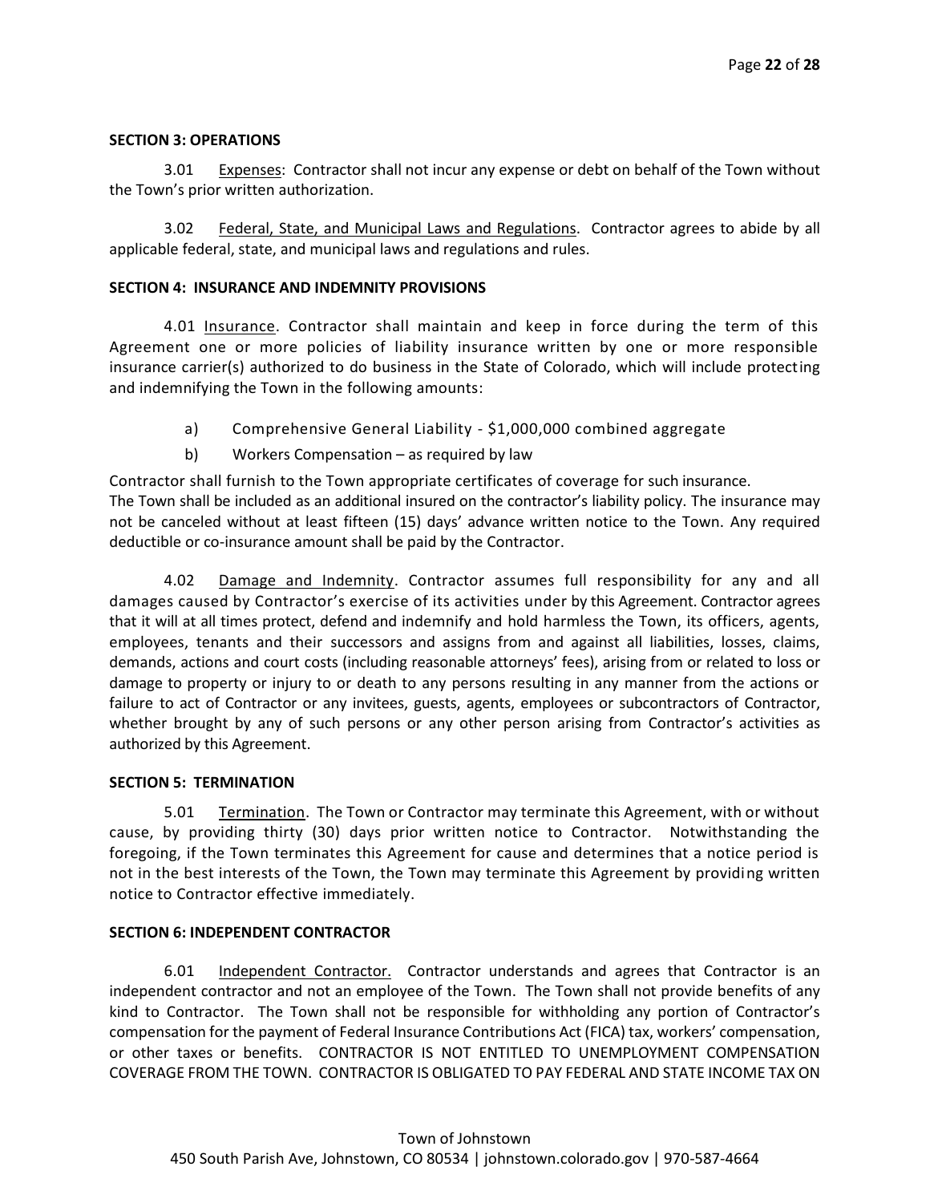**SECTION 3: OPERATIONS**

3.01 Expenses: Contractor shall not incur any expense or debt on behalf of the Town without the Town's prior written authorization.

3.02 Federal, State, and Municipal Laws and Regulations. Contractor agrees to abide by all applicable federal, state, and municipal laws and regulations and rules.

**SECTION 4: INSURANCE AND INDEMNITY PROVISIONS**

4.01 Insurance. Contractor shall maintain and keep in force during the term of this Agreement one or more policies of liability insurance written by one or more responsible insurance carrier(s) authorized to do business in the State of Colorado, which will include protecting and indemnifying the Town in the following amounts:

a) Comprehensive General Liability - $1,000,000 combined aggregate

b) Workers Compensation – as required by law

Contractor shall furnish to the Town appropriate certificates of coverage for such insurance. The Town shall be included as an additional insured on the contractor's liability policy. The insurance may not be canceled without at least fifteen (15) days' advance written notice to the Town. Any required deductible or co-insurance amount shall be paid by the Contractor.

4.02 Damage and Indemnity. Contractor assumes full responsibility for any and all damages caused by Contractor's exercise of its activities under by this Agreement. Contractor agrees that it will at all times protect, defend and indemnify and hold harmless the Town, its officers, agents, employees, tenants and their successors and assigns from and against all liabilities, losses, claims, demands, actions and court costs (including reasonable attorneys' fees), arising from or related to loss or damage to property or injury to or death to any persons resulting in any manner from the actions or failure to act of Contractor or any invitees, guests, agents, employees or subcontractors of Contractor, whether brought by any of such persons or any other person arising from Contractor's activities as authorized by this Agreement.

**SECTION 5: TERMINATION**

5.01 Termination. The Town or Contractor may terminate this Agreement, with or without cause, by providing thirty (30) days prior written notice to Contractor. Notwithstanding the foregoing, if the Town terminates this Agreement for cause and determines that a notice period is not in the best interests of the Town, the Town may terminate this Agreement by providing written notice to Contractor effective immediately.

**SECTION 6: INDEPENDENT CONTRACTOR**

6.01 Independent Contractor. Contractor understands and agrees that Contractor is an independent contractor and not an employee of the Town. The Town shall not provide benefits of any kind to Contractor. The Town shall not be responsible for withholding any portion of Contractor's compensation for the payment of Federal Insurance Contributions Act (FICA) tax, workers' compensation, or other taxes or benefits. CONTRACTOR IS NOT ENTITLED TO UNEMPLOYMENT COMPENSATION COVERAGE FROM THE TOWN. CONTRACTOR IS OBLIGATED TO PAY FEDERAL AND STATE INCOME TAX ON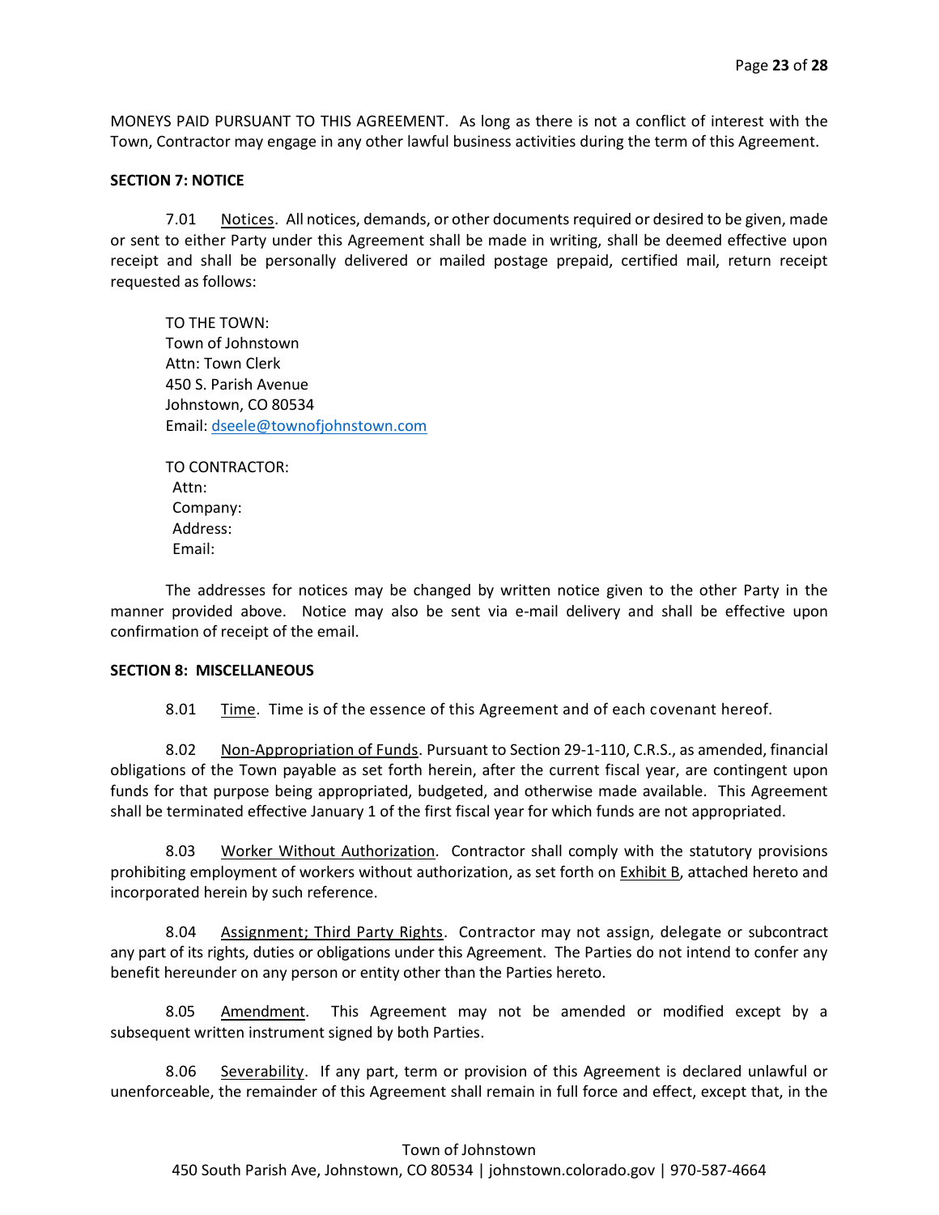MONEYS PAID PURSUANT TO THIS AGREEMENT. As long as there is not a conflict of interest with the Town, Contractor may engage in any other lawful business activities during the term of this Agreement.

**SECTION 7: NOTICE**

7.01 Notices. All notices, demands, or other documents required or desired to be given, made or sent to either Party under this Agreement shall be made in writing, shall be deemed effective upon receipt and shall be personally delivered or mailed postage prepaid, certified mail, return receipt requested as follows:

TO THE TOWN:  
Town of Johnstown  
Attn: Town Clerk  
450 S. Parish Avenue  
Johnstown, CO 80534  
Email: dseele@townofjohnstown.com

TO CONTRACTOR:  
Attn:  
Company:  
Address:  
Email:

The addresses for notices may be changed by written notice given to the other Party in the manner provided above. Notice may also be sent via e-mail delivery and shall be effective upon confirmation of receipt of the email.

**SECTION 8: MISCELLANEOUS**

8.01 Time. Time is of the essence of this Agreement and of each covenant hereof.

8.02 Non-Appropriation of Funds. Pursuant to Section 29-1-110, C.R.S., as amended, financial obligations of the Town payable as set forth herein, after the current fiscal year, are contingent upon funds for that purpose being appropriated, budgeted, and otherwise made available. This Agreement shall be terminated effective January 1 of the first fiscal year for which funds are not appropriated.

8.03 Worker Without Authorization. Contractor shall comply with the statutory provisions prohibiting employment of workers without authorization, as set forth on Exhibit B, attached hereto and incorporated herein by such reference.

8.04 Assignment; Third Party Rights. Contractor may not assign, delegate or subcontract any part of its rights, duties or obligations under this Agreement. The Parties do not intend to confer any benefit hereunder on any person or entity other than the Parties hereto.

8.05 Amendment. This Agreement may not be amended or modified except by a subsequent written instrument signed by both Parties.

8.06 Severability. If any part, term or provision of this Agreement is declared unlawful or unenforceable, the remainder of this Agreement shall remain in full force and effect, except that, in the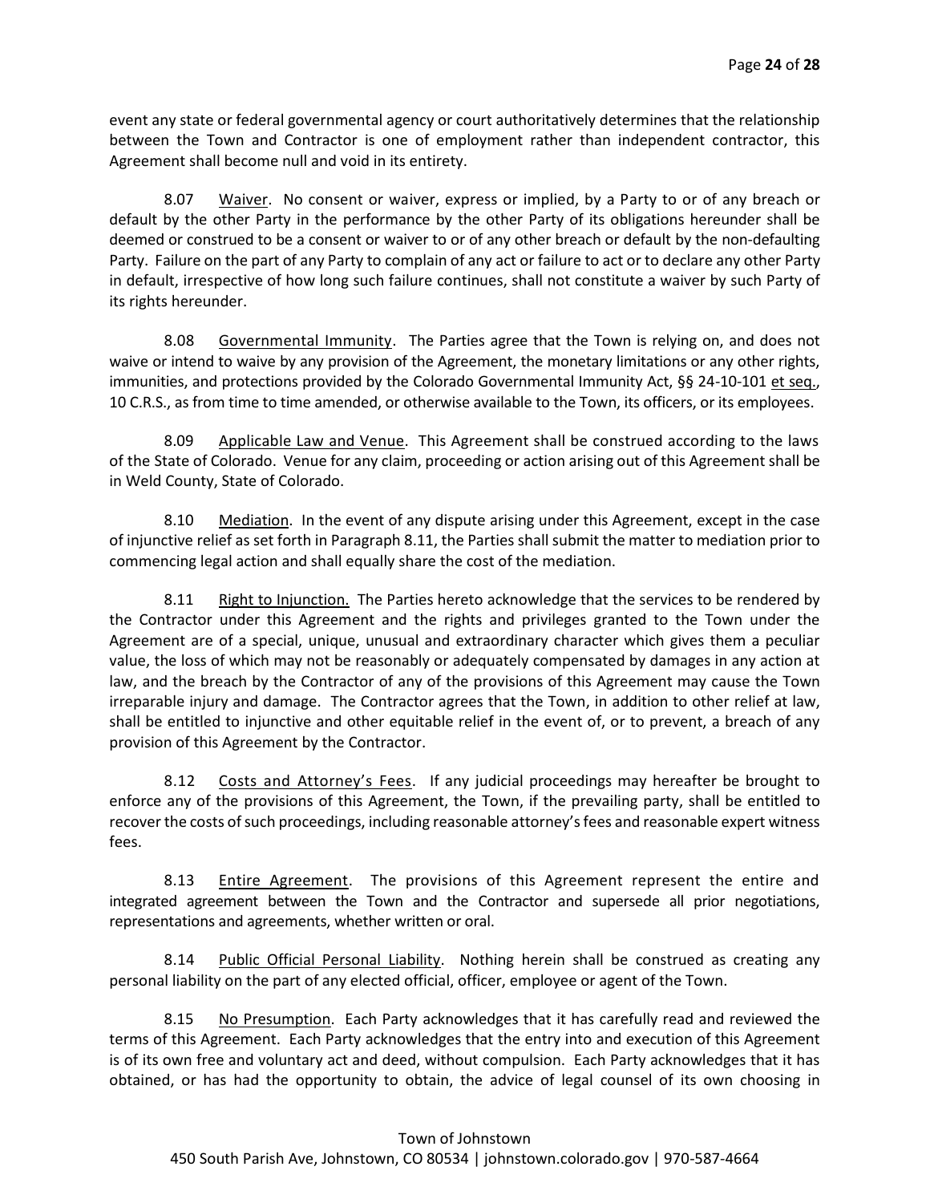event any state or federal governmental agency or court authoritatively determines that the relationship between the Town and Contractor is one of employment rather than independent contractor, this Agreement shall become null and void in its entirety.

8.07 Waiver. No consent or waiver, express or implied, by a Party to or of any breach or default by the other Party in the performance by the other Party of its obligations hereunder shall be deemed or construed to be a consent or waiver to or of any other breach or default by the non-defaulting Party. Failure on the part of any Party to complain of any act or failure to act or to declare any other Party in default, irrespective of how long such failure continues, shall not constitute a waiver by such Party of its rights hereunder.

8.08 Governmental Immunity. The Parties agree that the Town is relying on, and does not waive or intend to waive by any provision of the Agreement, the monetary limitations or any other rights, immunities, and protections provided by the Colorado Governmental Immunity Act, §§ 24-10-101 et seq., 10 C.R.S., as from time to time amended, or otherwise available to the Town, its officers, or its employees.

8.09 Applicable Law and Venue. This Agreement shall be construed according to the laws of the State of Colorado. Venue for any claim, proceeding or action arising out of this Agreement shall be in Weld County, State of Colorado.

8.10 Mediation. In the event of any dispute arising under this Agreement, except in the case of injunctive relief as set forth in Paragraph 8.11, the Parties shall submit the matter to mediation prior to commencing legal action and shall equally share the cost of the mediation.

8.11 Right to Injunction. The Parties hereto acknowledge that the services to be rendered by the Contractor under this Agreement and the rights and privileges granted to the Town under the Agreement are of a special, unique, unusual and extraordinary character which gives them a peculiar value, the loss of which may not be reasonably or adequately compensated by damages in any action at law, and the breach by the Contractor of any of the provisions of this Agreement may cause the Town irreparable injury and damage. The Contractor agrees that the Town, in addition to other relief at law, shall be entitled to injunctive and other equitable relief in the event of, or to prevent, a breach of any provision of this Agreement by the Contractor.

8.12 Costs and Attorney's Fees. If any judicial proceedings may hereafter be brought to enforce any of the provisions of this Agreement, the Town, if the prevailing party, shall be entitled to recover the costs of such proceedings, including reasonable attorney's fees and reasonable expert witness fees.

8.13 Entire Agreement. The provisions of this Agreement represent the entire and integrated agreement between the Town and the Contractor and supersede all prior negotiations, representations and agreements, whether written or oral.

8.14 Public Official Personal Liability. Nothing herein shall be construed as creating any personal liability on the part of any elected official, officer, employee or agent of the Town.

8.15 No Presumption. Each Party acknowledges that it has carefully read and reviewed the terms of this Agreement. Each Party acknowledges that the entry into and execution of this Agreement is of its own free and voluntary act and deed, without compulsion. Each Party acknowledges that it has obtained, or has had the opportunity to obtain, the advice of legal counsel of its own choosing in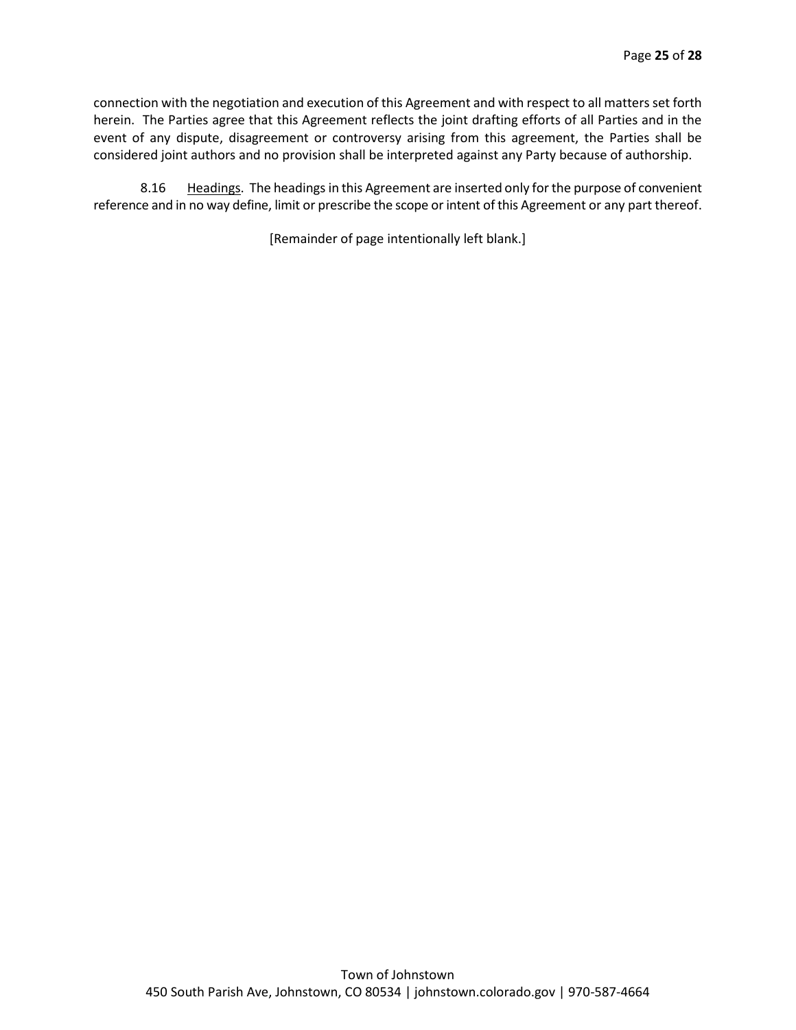connection with the negotiation and execution of this Agreement and with respect to all matters set forth herein. The Parties agree that this Agreement reflects the joint drafting efforts of all Parties and in the event of any dispute, disagreement or controversy arising from this agreement, the Parties shall be considered joint authors and no provision shall be interpreted against any Party because of authorship.

8.16 Headings. The headings in this Agreement are inserted only for the purpose of convenient reference and in no way define, limit or prescribe the scope or intent of this Agreement or any part thereof.

[Remainder of page intentionally left blank.]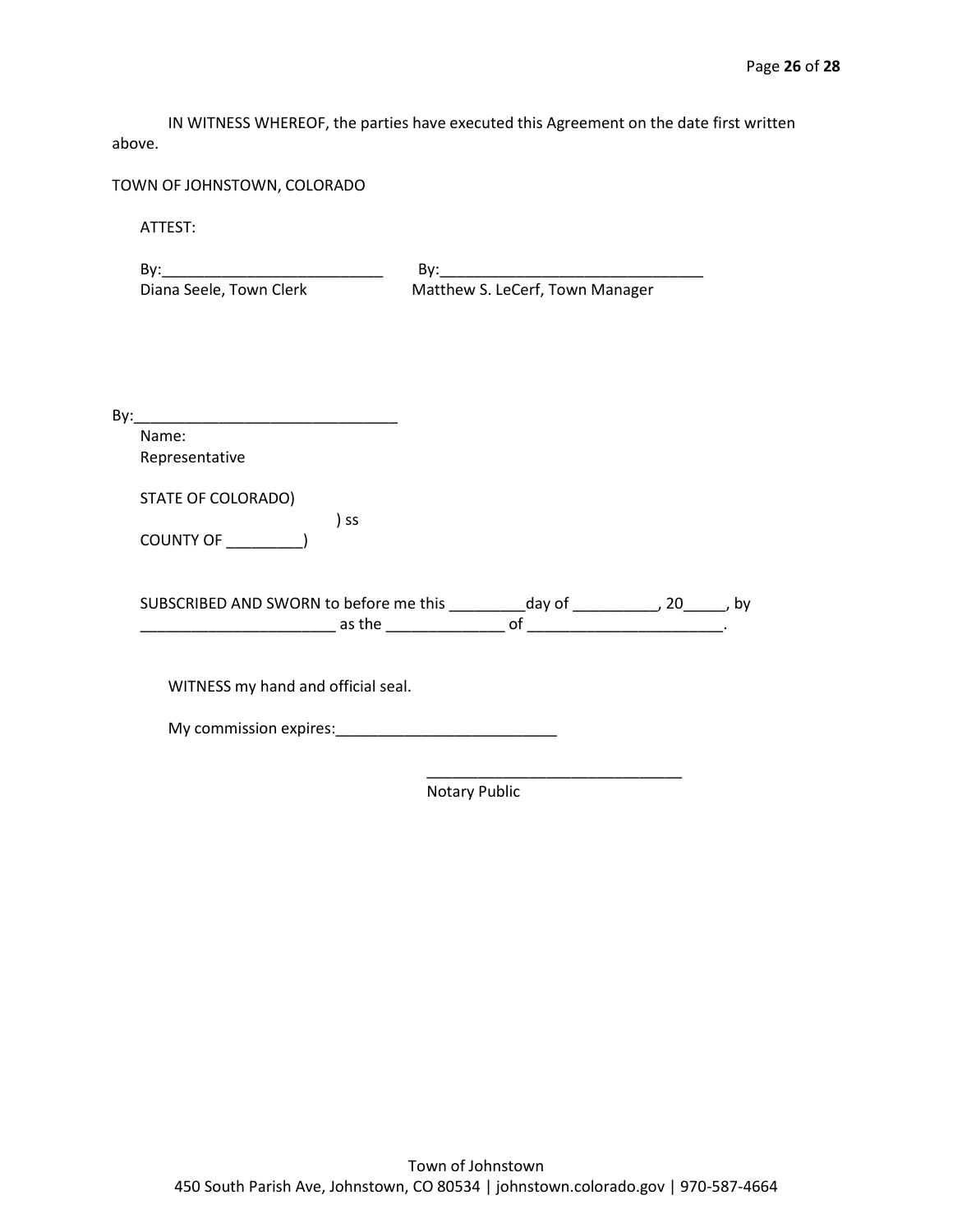IN WITNESS WHEREOF, the parties have executed this Agreement on the date first written above.

TOWN OF JOHNSTOWN, COLORADO

ATTEST:

By:___________________________ By:________________________________
Diana Seele, Town Clerk Matthew S. LeCerf, Town Manager

By:________________________________
Name:
Representative

STATE OF COLORADO)
) ss
COUNTY OF _________)

SUBSCRIBED AND SWORN to before me this _________day of __________, 20_____, by _______________________ as the ______________ of _______________________.

WITNESS my hand and official seal.

My commission expires:__________________________

_______________________________
Notary Public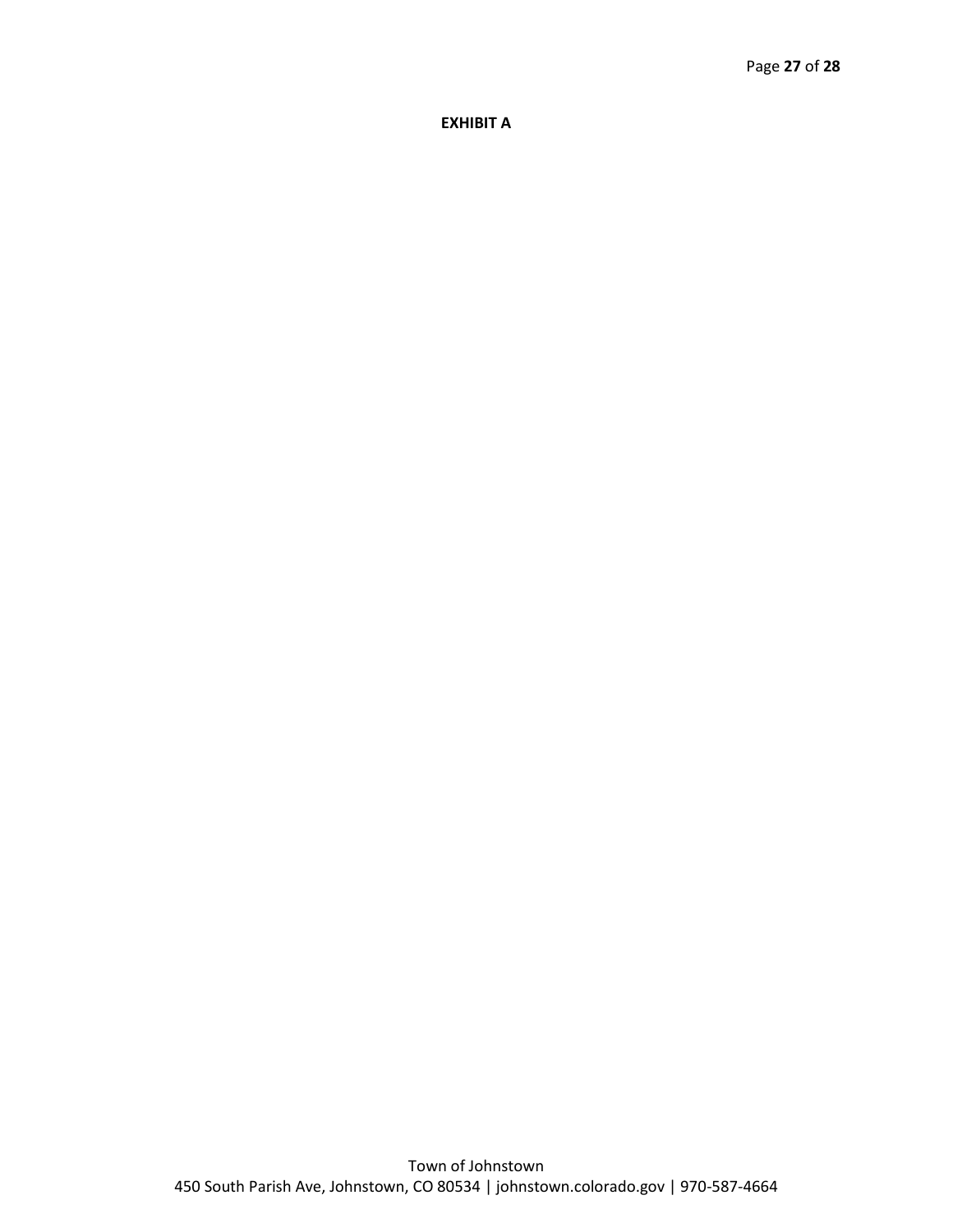**EXHIBIT A**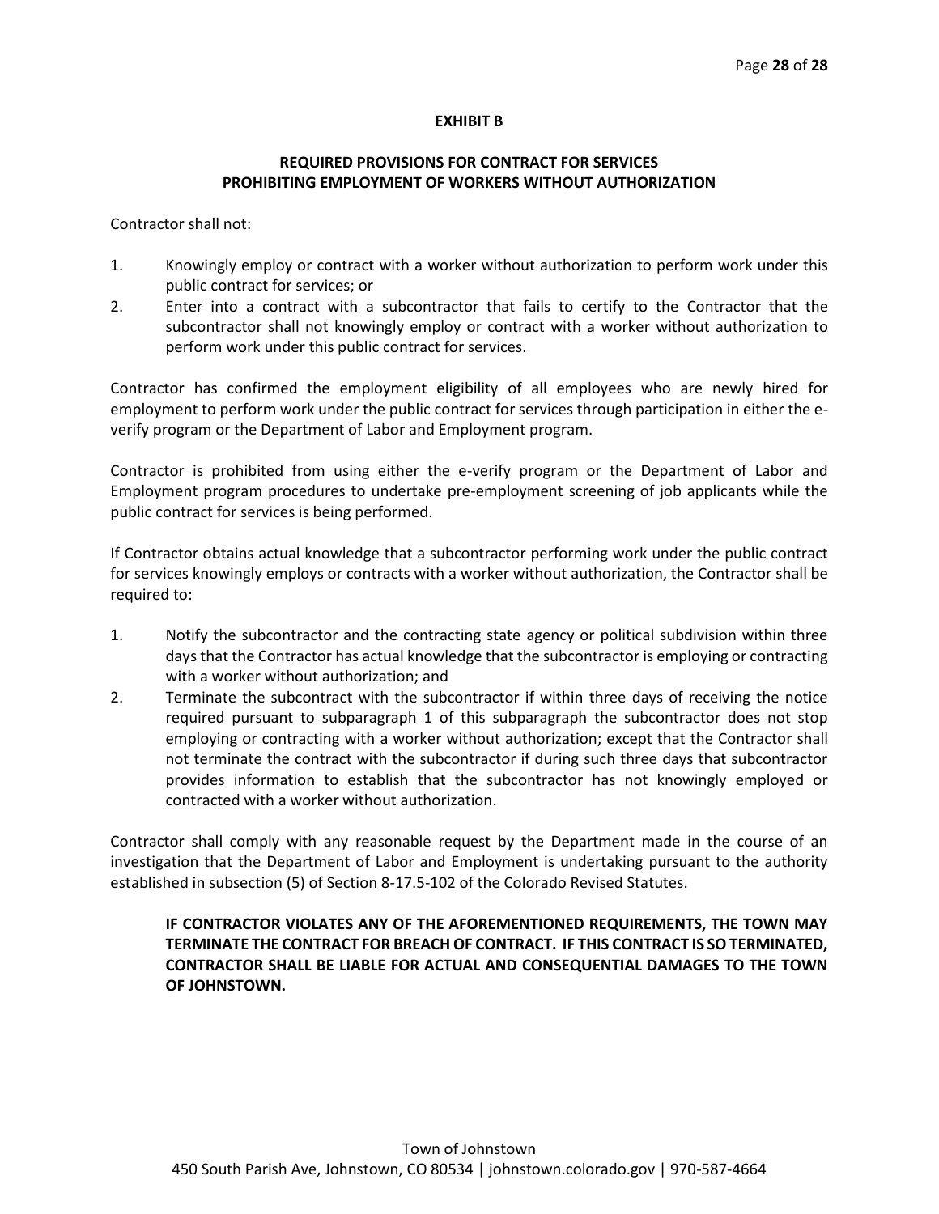## EXHIBIT B

### REQUIRED PROVISIONS FOR CONTRACT FOR SERVICES PROHIBITING EMPLOYMENT OF WORKERS WITHOUT AUTHORIZATION

Contractor shall not:

1. Knowingly employ or contract with a worker without authorization to perform work under this public contract for services; or
2. Enter into a contract with a subcontractor that fails to certify to the Contractor that the subcontractor shall not knowingly employ or contract with a worker without authorization to perform work under this public contract for services.

Contractor has confirmed the employment eligibility of all employees who are newly hired for employment to perform work under the public contract for services through participation in either the e-verify program or the Department of Labor and Employment program.

Contractor is prohibited from using either the e-verify program or the Department of Labor and Employment program procedures to undertake pre-employment screening of job applicants while the public contract for services is being performed.

If Contractor obtains actual knowledge that a subcontractor performing work under the public contract for services knowingly employs or contracts with a worker without authorization, the Contractor shall be required to:

1. Notify the subcontractor and the contracting state agency or political subdivision within three days that the Contractor has actual knowledge that the subcontractor is employing or contracting with a worker without authorization; and
2. Terminate the subcontract with the subcontractor if within three days of receiving the notice required pursuant to subparagraph 1 of this subparagraph the subcontractor does not stop employing or contracting with a worker without authorization; except that the Contractor shall not terminate the contract with the subcontractor if during such three days that subcontractor provides information to establish that the subcontractor has not knowingly employed or contracted with a worker without authorization.

Contractor shall comply with any reasonable request by the Department made in the course of an investigation that the Department of Labor and Employment is undertaking pursuant to the authority established in subsection (5) of Section 8-17.5-102 of the Colorado Revised Statutes.

**IF CONTRACTOR VIOLATES ANY OF THE AFOREMENTIONED REQUIREMENTS, THE TOWN MAY TERMINATE THE CONTRACT FOR BREACH OF CONTRACT. IF THIS CONTRACT IS SO TERMINATED, CONTRACTOR SHALL BE LIABLE FOR ACTUAL AND CONSEQUENTIAL DAMAGES TO THE TOWN OF JOHNSTOWN.**